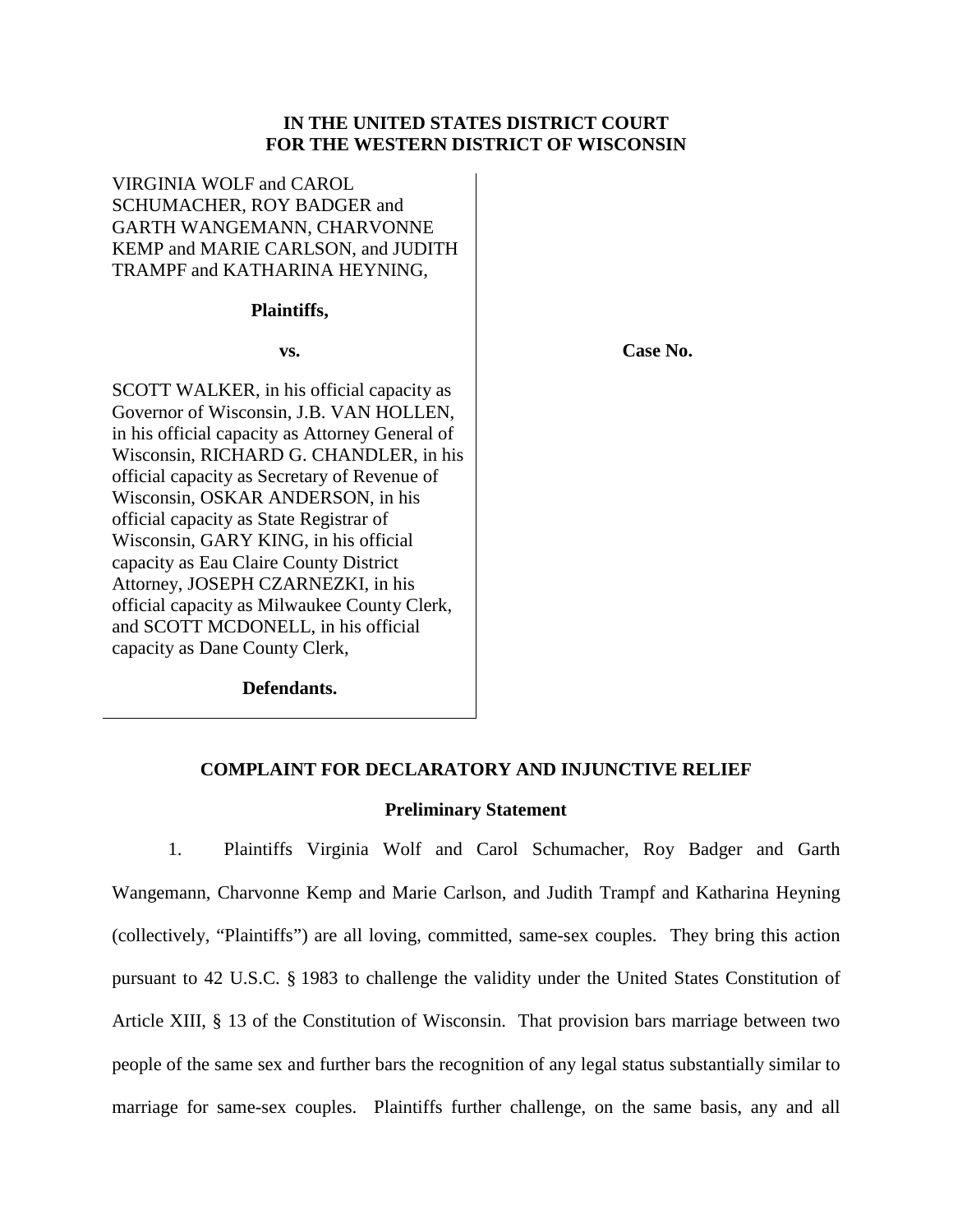**IN THE UNITED STATES DISTRICT COURT**
**FOR THE WESTERN DISTRICT OF WISCONSIN**

VIRGINIA WOLF and CAROL SCHUMACHER, ROY BADGER and GARTH WANGEMANN, CHARVONNE KEMP and MARIE CARLSON, and JUDITH TRAMPF and KATHARINA HEYNING,

**Plaintiffs,**

**vs.**

SCOTT WALKER, in his official capacity as Governor of Wisconsin, J.B. VAN HOLLEN, in his official capacity as Attorney General of Wisconsin, RICHARD G. CHANDLER, in his official capacity as Secretary of Revenue of Wisconsin, OSKAR ANDERSON, in his official capacity as State Registrar of Wisconsin, GARY KING, in his official capacity as Eau Claire County District Attorney, JOSEPH CZARNEZKI, in his official capacity as Milwaukee County Clerk, and SCOTT MCDONELL, in his official capacity as Dane County Clerk,

**Defendants.**

**Case No.**

## COMPLAINT FOR DECLARATORY AND INJUNCTIVE RELIEF

### Preliminary Statement

1. Plaintiffs Virginia Wolf and Carol Schumacher, Roy Badger and Garth Wangemann, Charvonne Kemp and Marie Carlson, and Judith Trampf and Katharina Heyning (collectively, "Plaintiffs") are all loving, committed, same-sex couples. They bring this action pursuant to 42 U.S.C. § 1983 to challenge the validity under the United States Constitution of Article XIII, § 13 of the Constitution of Wisconsin. That provision bars marriage between two people of the same sex and further bars the recognition of any legal status substantially similar to marriage for same-sex couples. Plaintiffs further challenge, on the same basis, any and all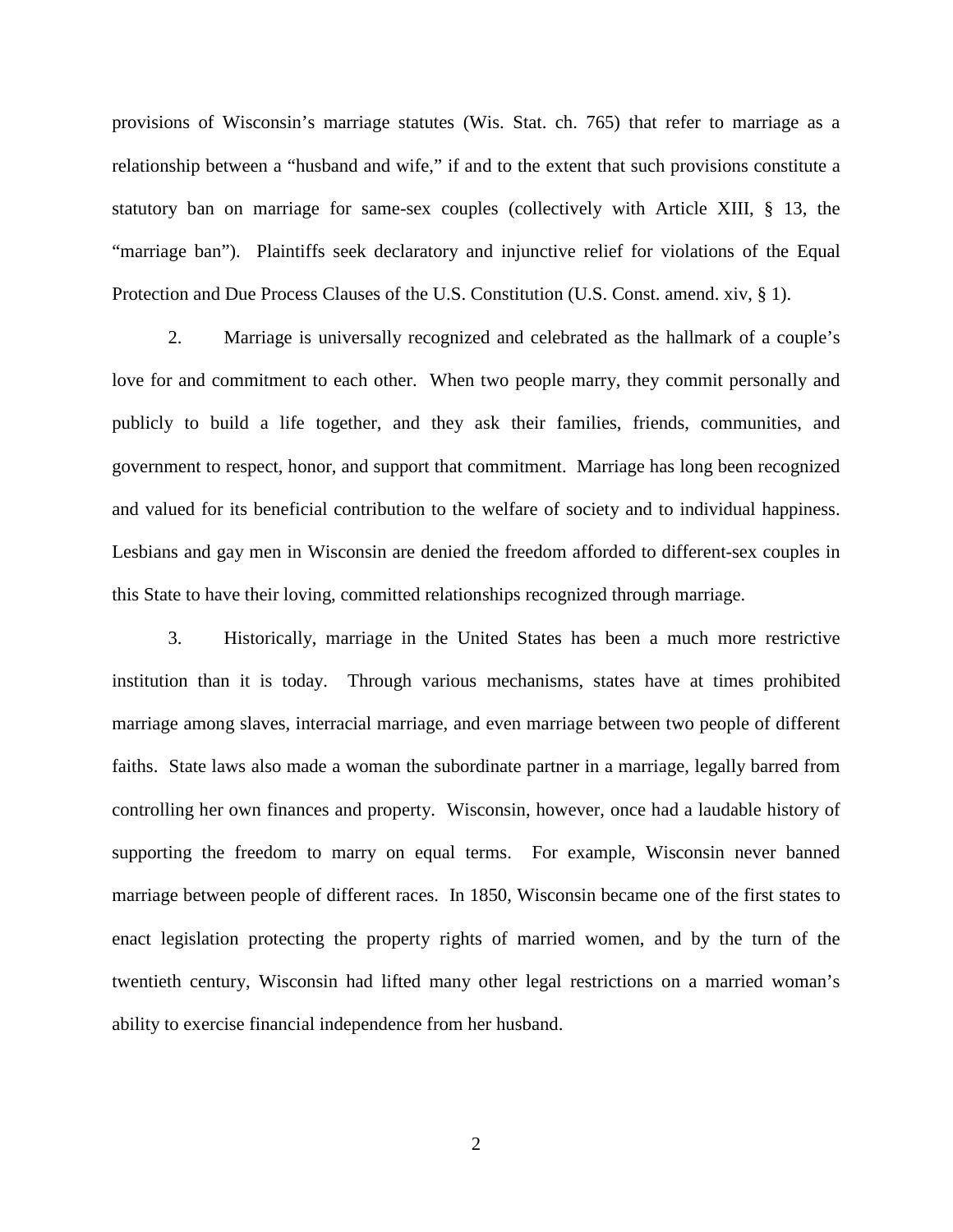provisions of Wisconsin's marriage statutes (Wis. Stat. ch. 765) that refer to marriage as a relationship between a "husband and wife," if and to the extent that such provisions constitute a statutory ban on marriage for same-sex couples (collectively with Article XIII, § 13, the "marriage ban"). Plaintiffs seek declaratory and injunctive relief for violations of the Equal Protection and Due Process Clauses of the U.S. Constitution (U.S. Const. amend. xiv, § 1).

2. Marriage is universally recognized and celebrated as the hallmark of a couple's love for and commitment to each other. When two people marry, they commit personally and publicly to build a life together, and they ask their families, friends, communities, and government to respect, honor, and support that commitment. Marriage has long been recognized and valued for its beneficial contribution to the welfare of society and to individual happiness. Lesbians and gay men in Wisconsin are denied the freedom afforded to different-sex couples in this State to have their loving, committed relationships recognized through marriage.

3. Historically, marriage in the United States has been a much more restrictive institution than it is today. Through various mechanisms, states have at times prohibited marriage among slaves, interracial marriage, and even marriage between two people of different faiths. State laws also made a woman the subordinate partner in a marriage, legally barred from controlling her own finances and property. Wisconsin, however, once had a laudable history of supporting the freedom to marry on equal terms. For example, Wisconsin never banned marriage between people of different races. In 1850, Wisconsin became one of the first states to enact legislation protecting the property rights of married women, and by the turn of the twentieth century, Wisconsin had lifted many other legal restrictions on a married woman's ability to exercise financial independence from her husband.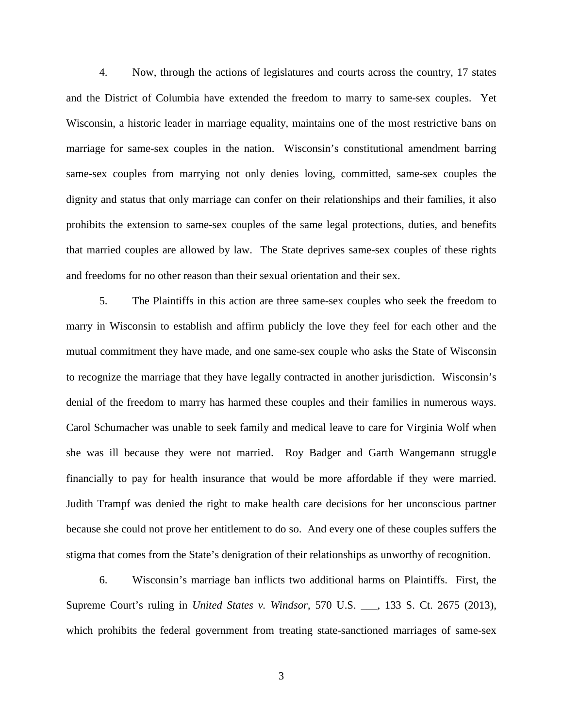4. Now, through the actions of legislatures and courts across the country, 17 states and the District of Columbia have extended the freedom to marry to same-sex couples. Yet Wisconsin, a historic leader in marriage equality, maintains one of the most restrictive bans on marriage for same-sex couples in the nation. Wisconsin's constitutional amendment barring same-sex couples from marrying not only denies loving, committed, same-sex couples the dignity and status that only marriage can confer on their relationships and their families, it also prohibits the extension to same-sex couples of the same legal protections, duties, and benefits that married couples are allowed by law. The State deprives same-sex couples of these rights and freedoms for no other reason than their sexual orientation and their sex.

5. The Plaintiffs in this action are three same-sex couples who seek the freedom to marry in Wisconsin to establish and affirm publicly the love they feel for each other and the mutual commitment they have made, and one same-sex couple who asks the State of Wisconsin to recognize the marriage that they have legally contracted in another jurisdiction. Wisconsin's denial of the freedom to marry has harmed these couples and their families in numerous ways. Carol Schumacher was unable to seek family and medical leave to care for Virginia Wolf when she was ill because they were not married. Roy Badger and Garth Wangemann struggle financially to pay for health insurance that would be more affordable if they were married. Judith Trampf was denied the right to make health care decisions for her unconscious partner because she could not prove her entitlement to do so. And every one of these couples suffers the stigma that comes from the State's denigration of their relationships as unworthy of recognition.

6. Wisconsin's marriage ban inflicts two additional harms on Plaintiffs. First, the Supreme Court's ruling in *United States v. Windsor*, 570 U.S. ___, 133 S. Ct. 2675 (2013), which prohibits the federal government from treating state-sanctioned marriages of same-sex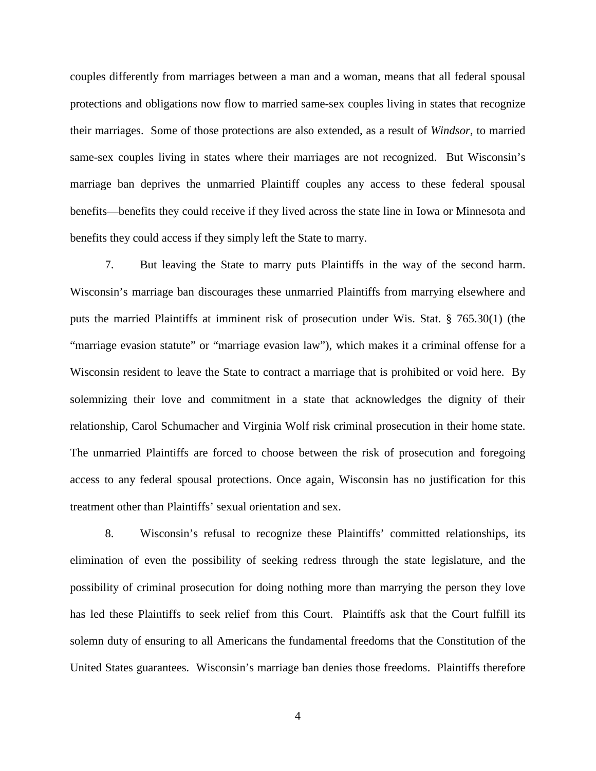couples differently from marriages between a man and a woman, means that all federal spousal protections and obligations now flow to married same-sex couples living in states that recognize their marriages. Some of those protections are also extended, as a result of *Windsor*, to married same-sex couples living in states where their marriages are not recognized. But Wisconsin's marriage ban deprives the unmarried Plaintiff couples any access to these federal spousal benefits—benefits they could receive if they lived across the state line in Iowa or Minnesota and benefits they could access if they simply left the State to marry.

7. But leaving the State to marry puts Plaintiffs in the way of the second harm. Wisconsin's marriage ban discourages these unmarried Plaintiffs from marrying elsewhere and puts the married Plaintiffs at imminent risk of prosecution under Wis. Stat. § 765.30(1) (the "marriage evasion statute" or "marriage evasion law"), which makes it a criminal offense for a Wisconsin resident to leave the State to contract a marriage that is prohibited or void here. By solemnizing their love and commitment in a state that acknowledges the dignity of their relationship, Carol Schumacher and Virginia Wolf risk criminal prosecution in their home state. The unmarried Plaintiffs are forced to choose between the risk of prosecution and foregoing access to any federal spousal protections. Once again, Wisconsin has no justification for this treatment other than Plaintiffs' sexual orientation and sex.

8. Wisconsin's refusal to recognize these Plaintiffs' committed relationships, its elimination of even the possibility of seeking redress through the state legislature, and the possibility of criminal prosecution for doing nothing more than marrying the person they love has led these Plaintiffs to seek relief from this Court. Plaintiffs ask that the Court fulfill its solemn duty of ensuring to all Americans the fundamental freedoms that the Constitution of the United States guarantees. Wisconsin's marriage ban denies those freedoms. Plaintiffs therefore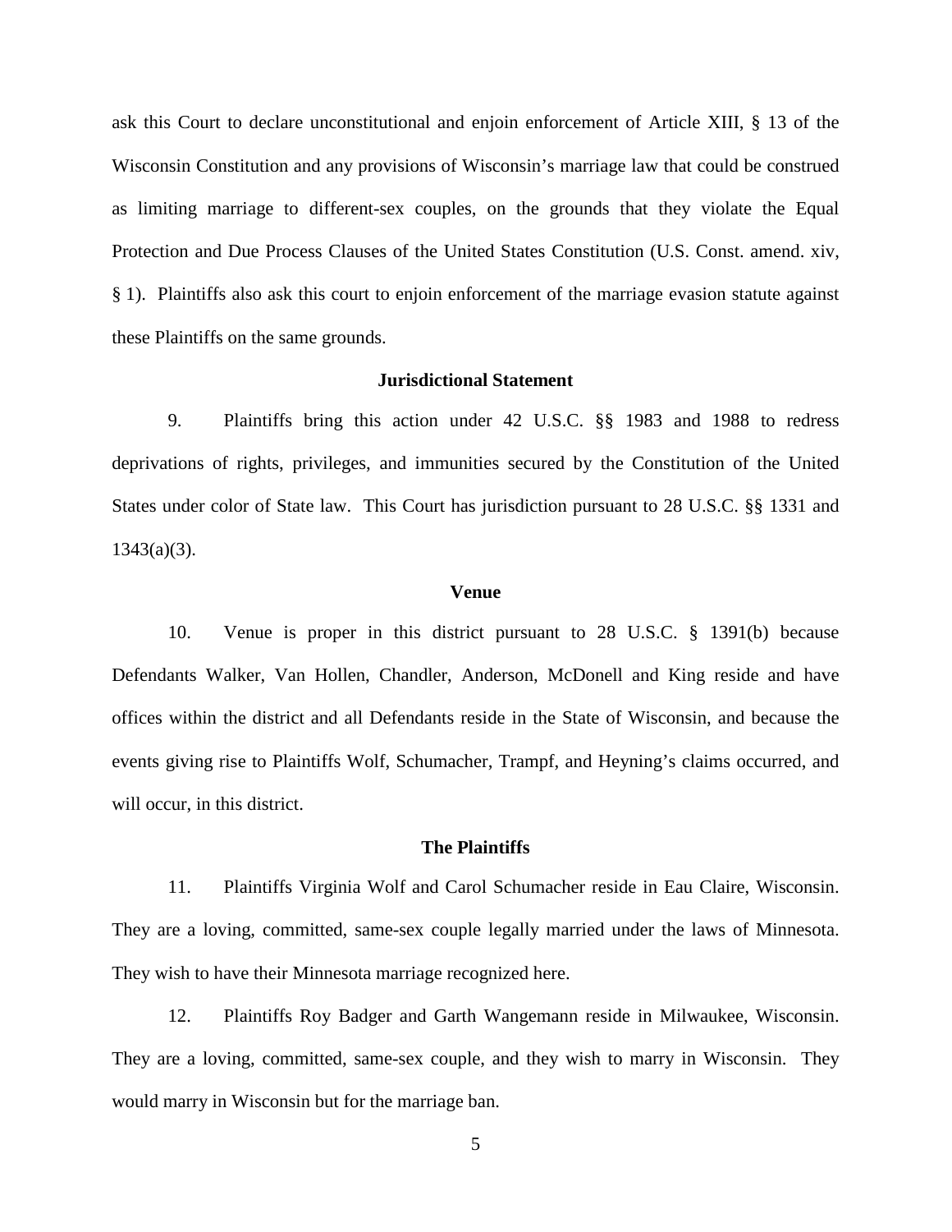ask this Court to declare unconstitutional and enjoin enforcement of Article XIII, § 13 of the Wisconsin Constitution and any provisions of Wisconsin's marriage law that could be construed as limiting marriage to different-sex couples, on the grounds that they violate the Equal Protection and Due Process Clauses of the United States Constitution (U.S. Const. amend. xiv, § 1). Plaintiffs also ask this court to enjoin enforcement of the marriage evasion statute against these Plaintiffs on the same grounds.

**Jurisdictional Statement**

9. Plaintiffs bring this action under 42 U.S.C. §§ 1983 and 1988 to redress deprivations of rights, privileges, and immunities secured by the Constitution of the United States under color of State law. This Court has jurisdiction pursuant to 28 U.S.C. §§ 1331 and 1343(a)(3).

**Venue**

10. Venue is proper in this district pursuant to 28 U.S.C. § 1391(b) because Defendants Walker, Van Hollen, Chandler, Anderson, McDonell and King reside and have offices within the district and all Defendants reside in the State of Wisconsin, and because the events giving rise to Plaintiffs Wolf, Schumacher, Trampf, and Heyning's claims occurred, and will occur, in this district.

**The Plaintiffs**

11. Plaintiffs Virginia Wolf and Carol Schumacher reside in Eau Claire, Wisconsin. They are a loving, committed, same-sex couple legally married under the laws of Minnesota. They wish to have their Minnesota marriage recognized here.

12. Plaintiffs Roy Badger and Garth Wangemann reside in Milwaukee, Wisconsin. They are a loving, committed, same-sex couple, and they wish to marry in Wisconsin. They would marry in Wisconsin but for the marriage ban.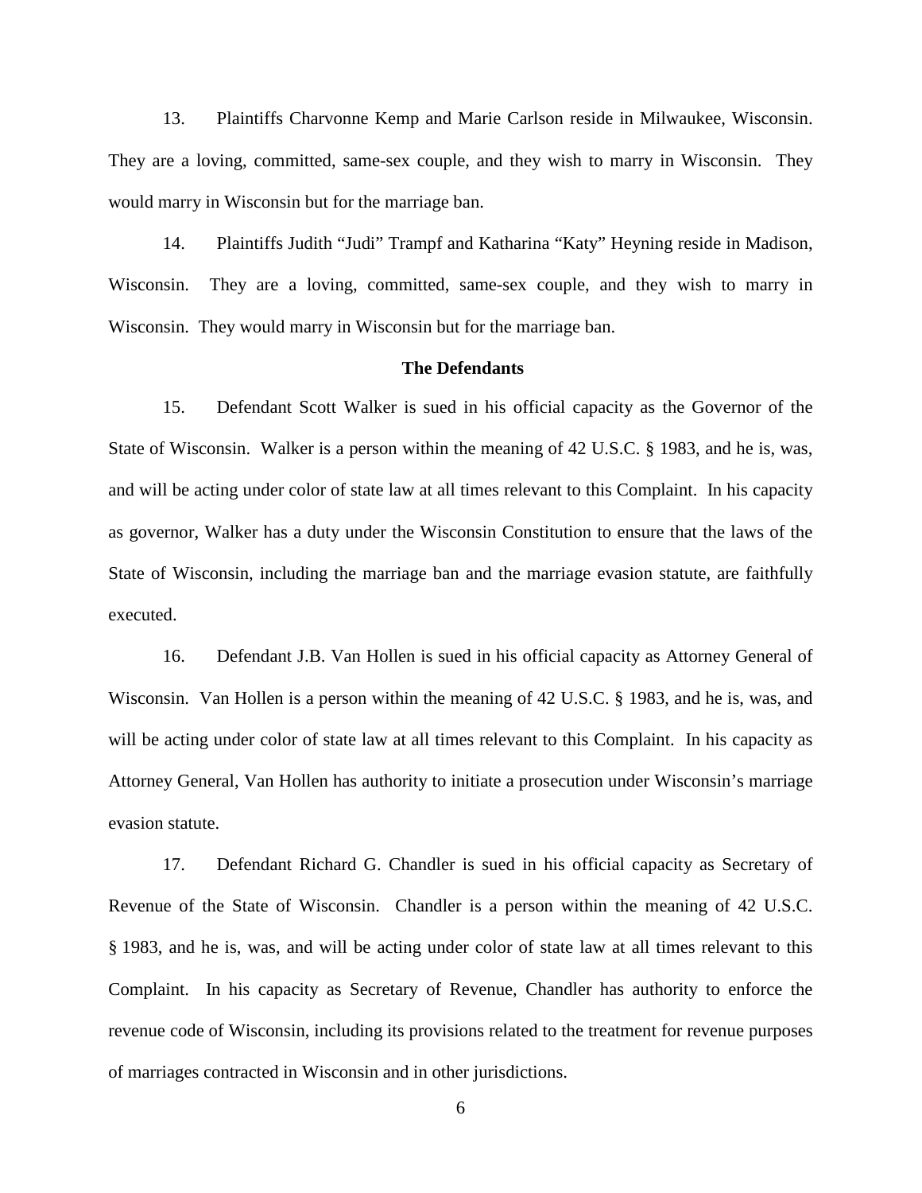13. Plaintiffs Charvonne Kemp and Marie Carlson reside in Milwaukee, Wisconsin. They are a loving, committed, same-sex couple, and they wish to marry in Wisconsin. They would marry in Wisconsin but for the marriage ban.

14. Plaintiffs Judith "Judi" Trampf and Katharina "Katy" Heyning reside in Madison, Wisconsin. They are a loving, committed, same-sex couple, and they wish to marry in Wisconsin. They would marry in Wisconsin but for the marriage ban.

**The Defendants**

15. Defendant Scott Walker is sued in his official capacity as the Governor of the State of Wisconsin. Walker is a person within the meaning of 42 U.S.C. § 1983, and he is, was, and will be acting under color of state law at all times relevant to this Complaint. In his capacity as governor, Walker has a duty under the Wisconsin Constitution to ensure that the laws of the State of Wisconsin, including the marriage ban and the marriage evasion statute, are faithfully executed.

16. Defendant J.B. Van Hollen is sued in his official capacity as Attorney General of Wisconsin. Van Hollen is a person within the meaning of 42 U.S.C. § 1983, and he is, was, and will be acting under color of state law at all times relevant to this Complaint. In his capacity as Attorney General, Van Hollen has authority to initiate a prosecution under Wisconsin's marriage evasion statute.

17. Defendant Richard G. Chandler is sued in his official capacity as Secretary of Revenue of the State of Wisconsin. Chandler is a person within the meaning of 42 U.S.C. § 1983, and he is, was, and will be acting under color of state law at all times relevant to this Complaint. In his capacity as Secretary of Revenue, Chandler has authority to enforce the revenue code of Wisconsin, including its provisions related to the treatment for revenue purposes of marriages contracted in Wisconsin and in other jurisdictions.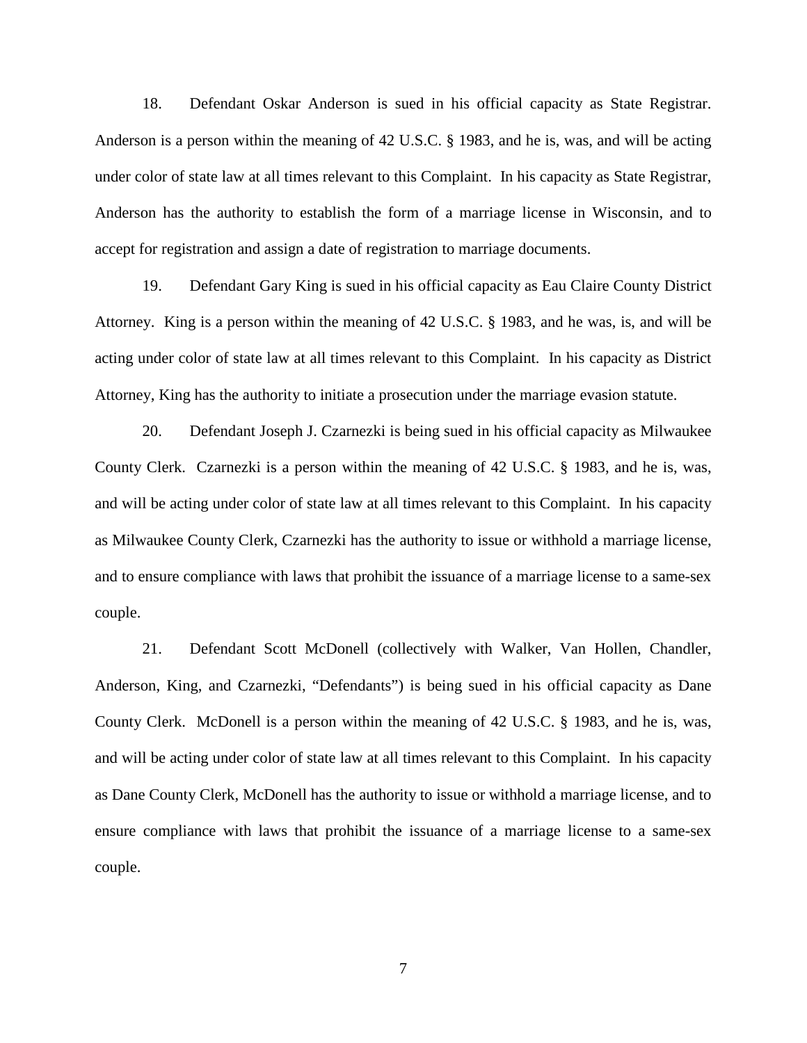18. Defendant Oskar Anderson is sued in his official capacity as State Registrar. Anderson is a person within the meaning of 42 U.S.C. § 1983, and he is, was, and will be acting under color of state law at all times relevant to this Complaint. In his capacity as State Registrar, Anderson has the authority to establish the form of a marriage license in Wisconsin, and to accept for registration and assign a date of registration to marriage documents.

19. Defendant Gary King is sued in his official capacity as Eau Claire County District Attorney. King is a person within the meaning of 42 U.S.C. § 1983, and he was, is, and will be acting under color of state law at all times relevant to this Complaint. In his capacity as District Attorney, King has the authority to initiate a prosecution under the marriage evasion statute.

20. Defendant Joseph J. Czarnezki is being sued in his official capacity as Milwaukee County Clerk. Czarnezki is a person within the meaning of 42 U.S.C. § 1983, and he is, was, and will be acting under color of state law at all times relevant to this Complaint. In his capacity as Milwaukee County Clerk, Czarnezki has the authority to issue or withhold a marriage license, and to ensure compliance with laws that prohibit the issuance of a marriage license to a same-sex couple.

21. Defendant Scott McDonell (collectively with Walker, Van Hollen, Chandler, Anderson, King, and Czarnezki, "Defendants") is being sued in his official capacity as Dane County Clerk. McDonell is a person within the meaning of 42 U.S.C. § 1983, and he is, was, and will be acting under color of state law at all times relevant to this Complaint. In his capacity as Dane County Clerk, McDonell has the authority to issue or withhold a marriage license, and to ensure compliance with laws that prohibit the issuance of a marriage license to a same-sex couple.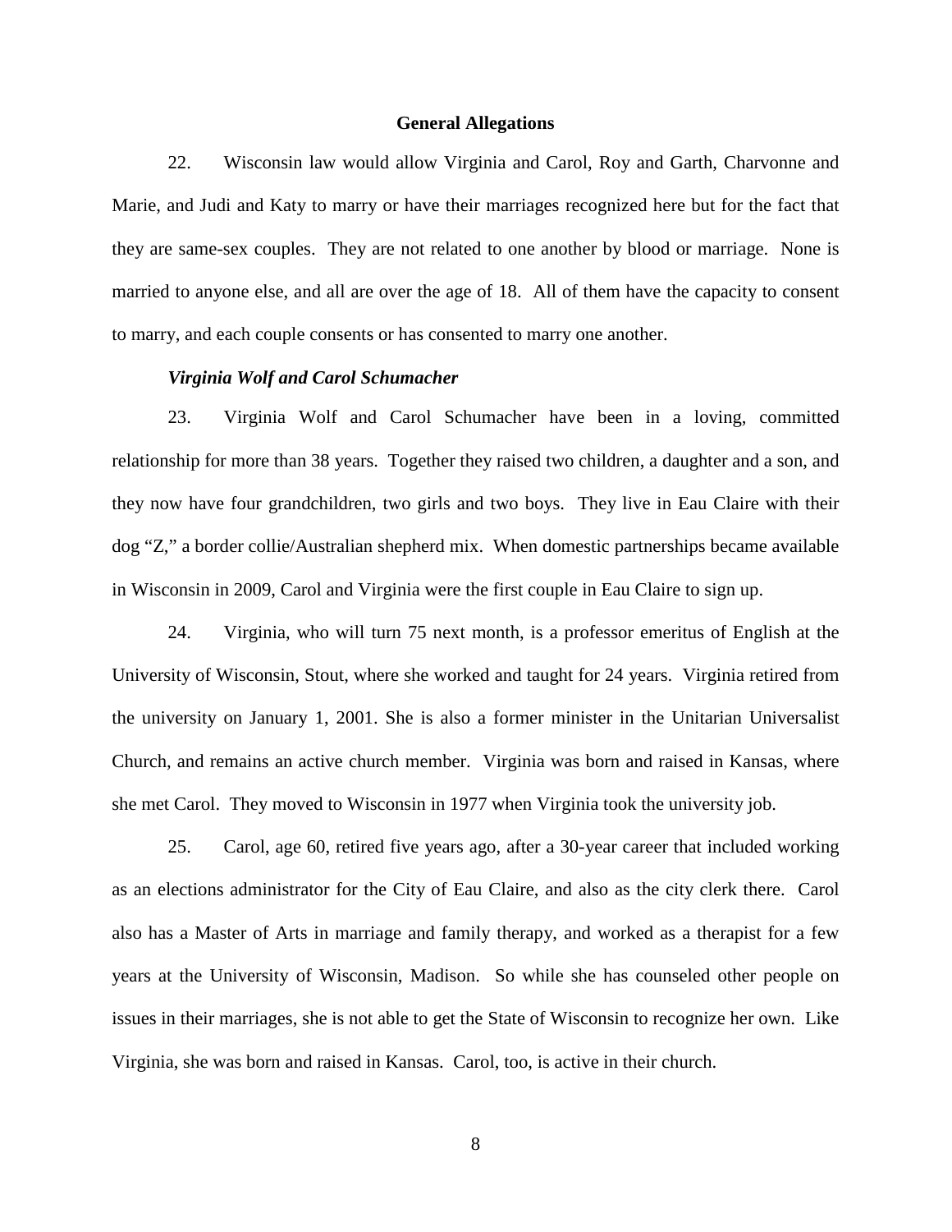## General Allegations

22. Wisconsin law would allow Virginia and Carol, Roy and Garth, Charvonne and Marie, and Judi and Katy to marry or have their marriages recognized here but for the fact that they are same-sex couples. They are not related to one another by blood or marriage. None is married to anyone else, and all are over the age of 18. All of them have the capacity to consent to marry, and each couple consents or has consented to marry one another.

***Virginia Wolf and Carol Schumacher***

23. Virginia Wolf and Carol Schumacher have been in a loving, committed relationship for more than 38 years. Together they raised two children, a daughter and a son, and they now have four grandchildren, two girls and two boys. They live in Eau Claire with their dog "Z," a border collie/Australian shepherd mix. When domestic partnerships became available in Wisconsin in 2009, Carol and Virginia were the first couple in Eau Claire to sign up.

24. Virginia, who will turn 75 next month, is a professor emeritus of English at the University of Wisconsin, Stout, where she worked and taught for 24 years. Virginia retired from the university on January 1, 2001. She is also a former minister in the Unitarian Universalist Church, and remains an active church member. Virginia was born and raised in Kansas, where she met Carol. They moved to Wisconsin in 1977 when Virginia took the university job.

25. Carol, age 60, retired five years ago, after a 30-year career that included working as an elections administrator for the City of Eau Claire, and also as the city clerk there. Carol also has a Master of Arts in marriage and family therapy, and worked as a therapist for a few years at the University of Wisconsin, Madison. So while she has counseled other people on issues in their marriages, she is not able to get the State of Wisconsin to recognize her own. Like Virginia, she was born and raised in Kansas. Carol, too, is active in their church.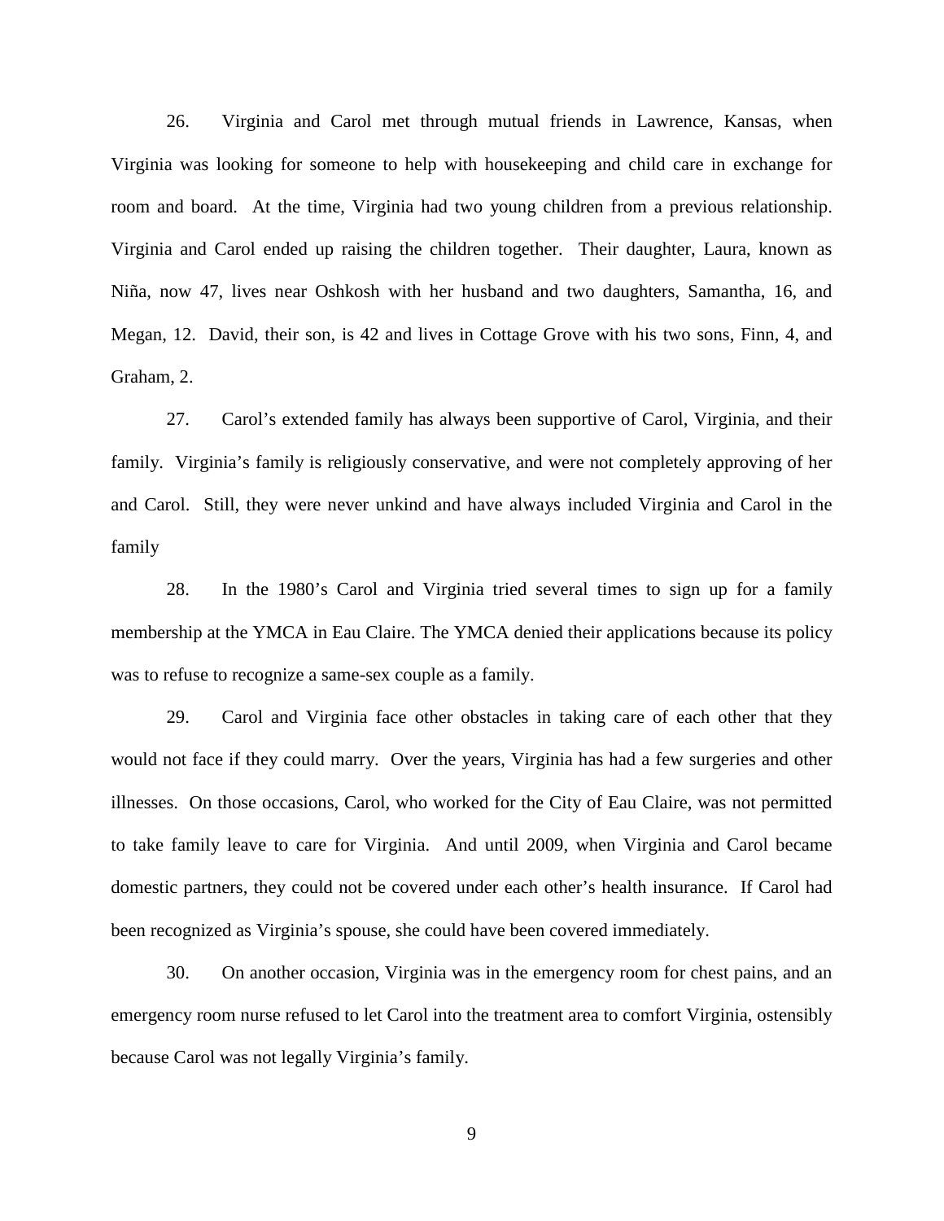26. Virginia and Carol met through mutual friends in Lawrence, Kansas, when Virginia was looking for someone to help with housekeeping and child care in exchange for room and board. At the time, Virginia had two young children from a previous relationship. Virginia and Carol ended up raising the children together. Their daughter, Laura, known as Niña, now 47, lives near Oshkosh with her husband and two daughters, Samantha, 16, and Megan, 12. David, their son, is 42 and lives in Cottage Grove with his two sons, Finn, 4, and Graham, 2.

27. Carol's extended family has always been supportive of Carol, Virginia, and their family. Virginia's family is religiously conservative, and were not completely approving of her and Carol. Still, they were never unkind and have always included Virginia and Carol in the family

28. In the 1980's Carol and Virginia tried several times to sign up for a family membership at the YMCA in Eau Claire. The YMCA denied their applications because its policy was to refuse to recognize a same-sex couple as a family.

29. Carol and Virginia face other obstacles in taking care of each other that they would not face if they could marry. Over the years, Virginia has had a few surgeries and other illnesses. On those occasions, Carol, who worked for the City of Eau Claire, was not permitted to take family leave to care for Virginia. And until 2009, when Virginia and Carol became domestic partners, they could not be covered under each other's health insurance. If Carol had been recognized as Virginia's spouse, she could have been covered immediately.

30. On another occasion, Virginia was in the emergency room for chest pains, and an emergency room nurse refused to let Carol into the treatment area to comfort Virginia, ostensibly because Carol was not legally Virginia's family.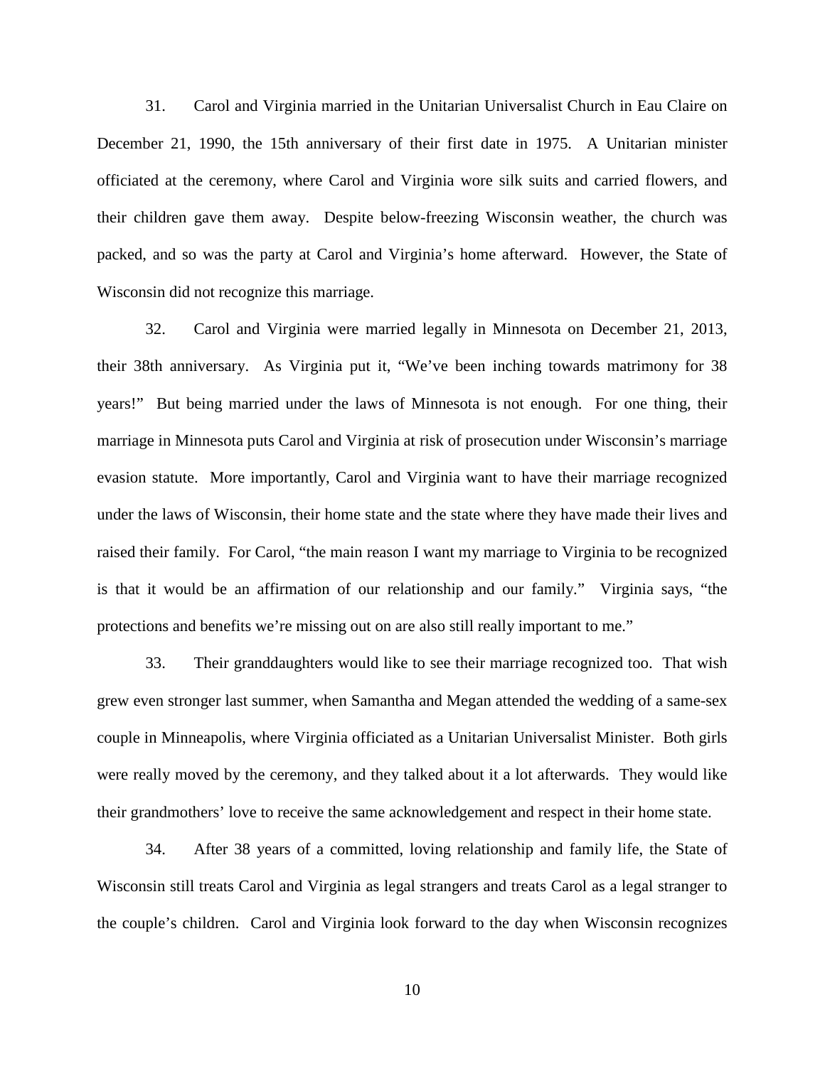31. Carol and Virginia married in the Unitarian Universalist Church in Eau Claire on December 21, 1990, the 15th anniversary of their first date in 1975. A Unitarian minister officiated at the ceremony, where Carol and Virginia wore silk suits and carried flowers, and their children gave them away. Despite below-freezing Wisconsin weather, the church was packed, and so was the party at Carol and Virginia's home afterward. However, the State of Wisconsin did not recognize this marriage.

32. Carol and Virginia were married legally in Minnesota on December 21, 2013, their 38th anniversary. As Virginia put it, "We've been inching towards matrimony for 38 years!" But being married under the laws of Minnesota is not enough. For one thing, their marriage in Minnesota puts Carol and Virginia at risk of prosecution under Wisconsin's marriage evasion statute. More importantly, Carol and Virginia want to have their marriage recognized under the laws of Wisconsin, their home state and the state where they have made their lives and raised their family. For Carol, "the main reason I want my marriage to Virginia to be recognized is that it would be an affirmation of our relationship and our family." Virginia says, "the protections and benefits we're missing out on are also still really important to me."

33. Their granddaughters would like to see their marriage recognized too. That wish grew even stronger last summer, when Samantha and Megan attended the wedding of a same-sex couple in Minneapolis, where Virginia officiated as a Unitarian Universalist Minister. Both girls were really moved by the ceremony, and they talked about it a lot afterwards. They would like their grandmothers' love to receive the same acknowledgement and respect in their home state.

34. After 38 years of a committed, loving relationship and family life, the State of Wisconsin still treats Carol and Virginia as legal strangers and treats Carol as a legal stranger to the couple's children. Carol and Virginia look forward to the day when Wisconsin recognizes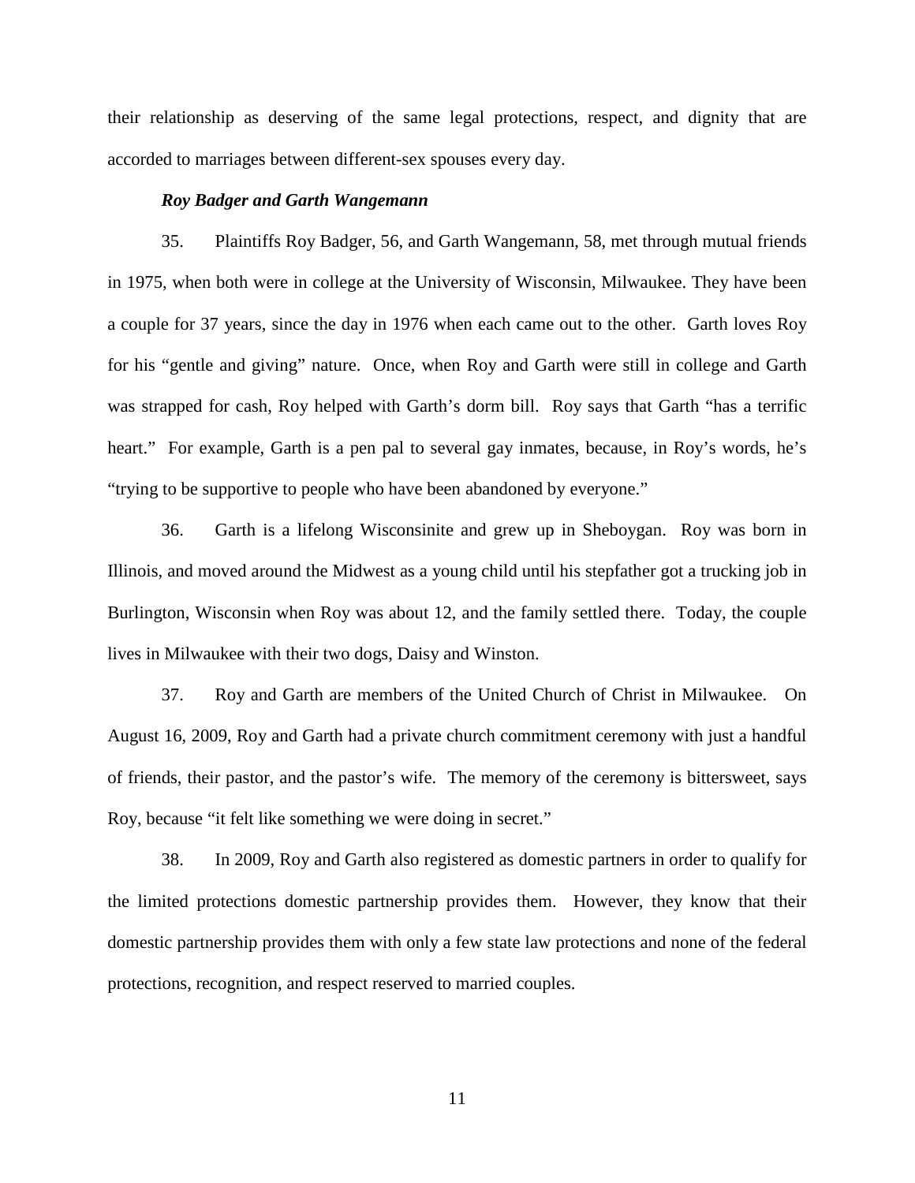their relationship as deserving of the same legal protections, respect, and dignity that are accorded to marriages between different-sex spouses every day.

***Roy Badger and Garth Wangemann***

35. Plaintiffs Roy Badger, 56, and Garth Wangemann, 58, met through mutual friends in 1975, when both were in college at the University of Wisconsin, Milwaukee. They have been a couple for 37 years, since the day in 1976 when each came out to the other. Garth loves Roy for his "gentle and giving" nature. Once, when Roy and Garth were still in college and Garth was strapped for cash, Roy helped with Garth's dorm bill. Roy says that Garth "has a terrific heart." For example, Garth is a pen pal to several gay inmates, because, in Roy's words, he's "trying to be supportive to people who have been abandoned by everyone."

36. Garth is a lifelong Wisconsinite and grew up in Sheboygan. Roy was born in Illinois, and moved around the Midwest as a young child until his stepfather got a trucking job in Burlington, Wisconsin when Roy was about 12, and the family settled there. Today, the couple lives in Milwaukee with their two dogs, Daisy and Winston.

37. Roy and Garth are members of the United Church of Christ in Milwaukee. On August 16, 2009, Roy and Garth had a private church commitment ceremony with just a handful of friends, their pastor, and the pastor's wife. The memory of the ceremony is bittersweet, says Roy, because "it felt like something we were doing in secret."

38. In 2009, Roy and Garth also registered as domestic partners in order to qualify for the limited protections domestic partnership provides them. However, they know that their domestic partnership provides them with only a few state law protections and none of the federal protections, recognition, and respect reserved to married couples.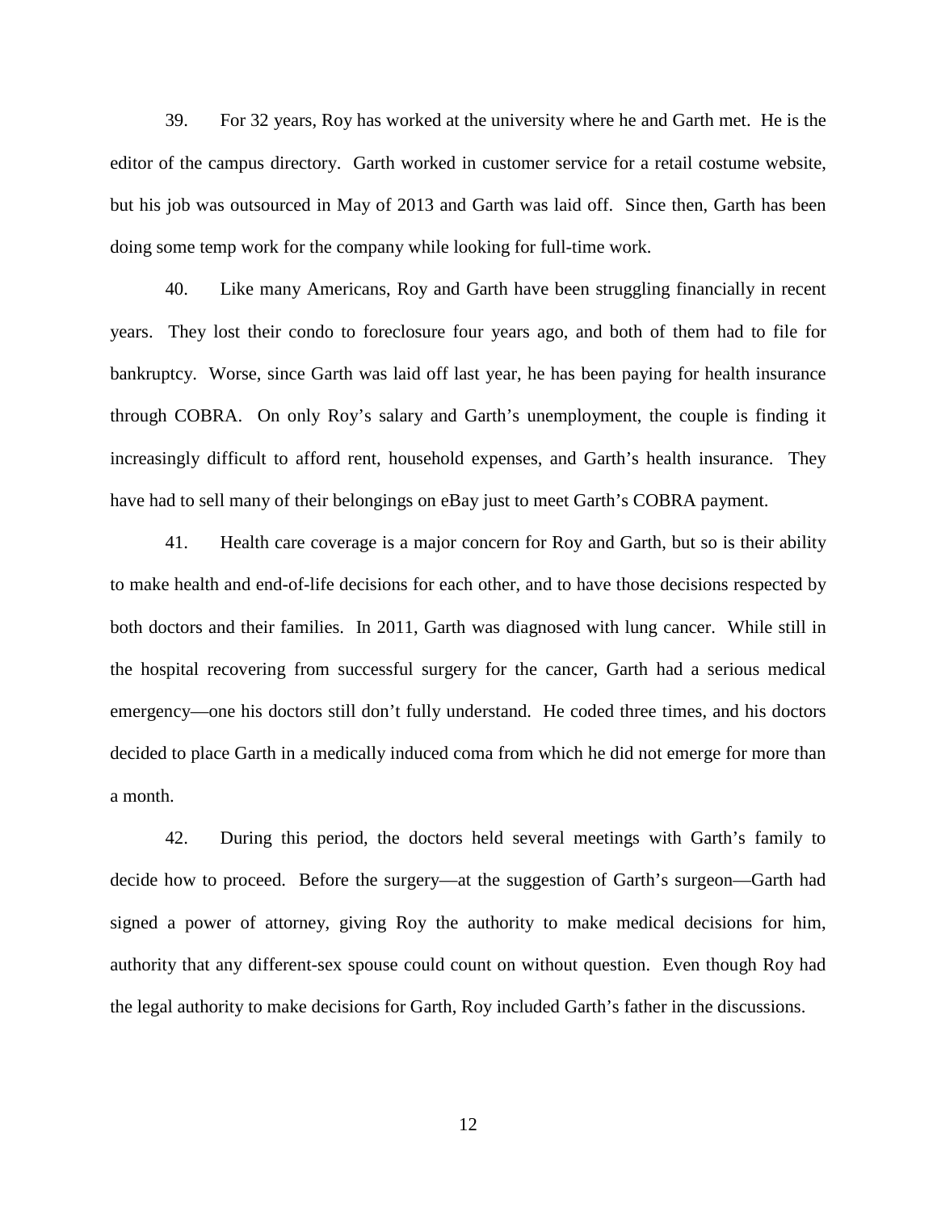39. For 32 years, Roy has worked at the university where he and Garth met. He is the editor of the campus directory. Garth worked in customer service for a retail costume website, but his job was outsourced in May of 2013 and Garth was laid off. Since then, Garth has been doing some temp work for the company while looking for full-time work.

40. Like many Americans, Roy and Garth have been struggling financially in recent years. They lost their condo to foreclosure four years ago, and both of them had to file for bankruptcy. Worse, since Garth was laid off last year, he has been paying for health insurance through COBRA. On only Roy's salary and Garth's unemployment, the couple is finding it increasingly difficult to afford rent, household expenses, and Garth's health insurance. They have had to sell many of their belongings on eBay just to meet Garth's COBRA payment.

41. Health care coverage is a major concern for Roy and Garth, but so is their ability to make health and end-of-life decisions for each other, and to have those decisions respected by both doctors and their families. In 2011, Garth was diagnosed with lung cancer. While still in the hospital recovering from successful surgery for the cancer, Garth had a serious medical emergency—one his doctors still don't fully understand. He coded three times, and his doctors decided to place Garth in a medically induced coma from which he did not emerge for more than a month.

42. During this period, the doctors held several meetings with Garth's family to decide how to proceed. Before the surgery—at the suggestion of Garth's surgeon—Garth had signed a power of attorney, giving Roy the authority to make medical decisions for him, authority that any different-sex spouse could count on without question. Even though Roy had the legal authority to make decisions for Garth, Roy included Garth's father in the discussions.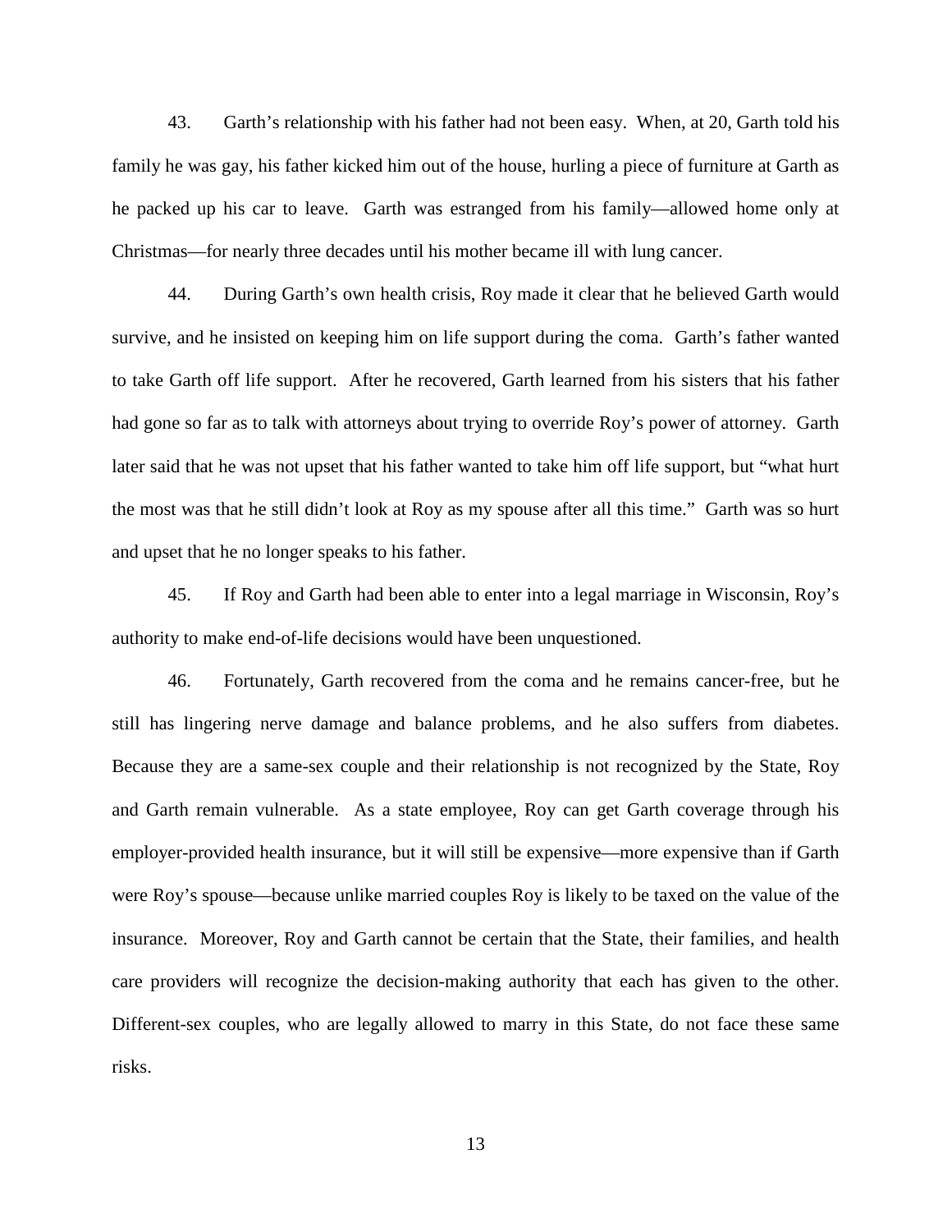43. Garth's relationship with his father had not been easy. When, at 20, Garth told his family he was gay, his father kicked him out of the house, hurling a piece of furniture at Garth as he packed up his car to leave. Garth was estranged from his family—allowed home only at Christmas—for nearly three decades until his mother became ill with lung cancer.

44. During Garth's own health crisis, Roy made it clear that he believed Garth would survive, and he insisted on keeping him on life support during the coma. Garth's father wanted to take Garth off life support. After he recovered, Garth learned from his sisters that his father had gone so far as to talk with attorneys about trying to override Roy's power of attorney. Garth later said that he was not upset that his father wanted to take him off life support, but "what hurt the most was that he still didn't look at Roy as my spouse after all this time." Garth was so hurt and upset that he no longer speaks to his father.

45. If Roy and Garth had been able to enter into a legal marriage in Wisconsin, Roy's authority to make end-of-life decisions would have been unquestioned.

46. Fortunately, Garth recovered from the coma and he remains cancer-free, but he still has lingering nerve damage and balance problems, and he also suffers from diabetes. Because they are a same-sex couple and their relationship is not recognized by the State, Roy and Garth remain vulnerable. As a state employee, Roy can get Garth coverage through his employer-provided health insurance, but it will still be expensive—more expensive than if Garth were Roy's spouse—because unlike married couples Roy is likely to be taxed on the value of the insurance. Moreover, Roy and Garth cannot be certain that the State, their families, and health care providers will recognize the decision-making authority that each has given to the other. Different-sex couples, who are legally allowed to marry in this State, do not face these same risks.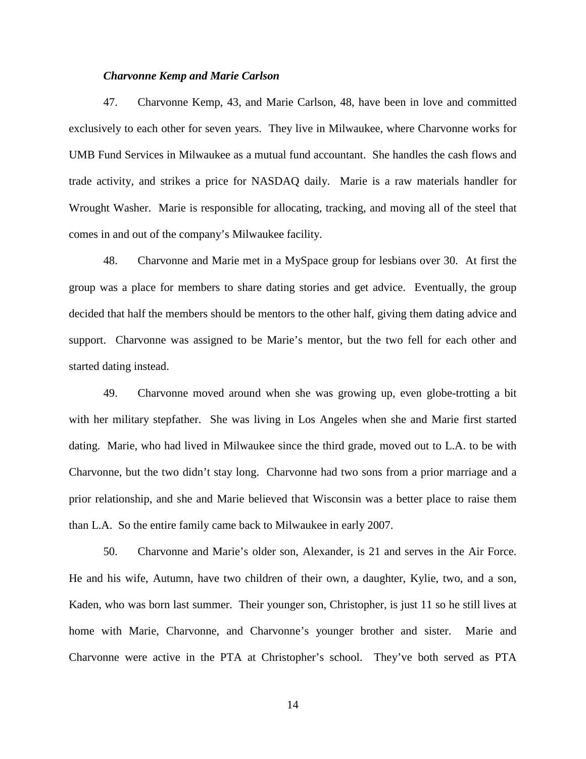***Charvonne Kemp and Marie Carlson***

47. Charvonne Kemp, 43, and Marie Carlson, 48, have been in love and committed exclusively to each other for seven years. They live in Milwaukee, where Charvonne works for UMB Fund Services in Milwaukee as a mutual fund accountant. She handles the cash flows and trade activity, and strikes a price for NASDAQ daily. Marie is a raw materials handler for Wrought Washer. Marie is responsible for allocating, tracking, and moving all of the steel that comes in and out of the company's Milwaukee facility.

48. Charvonne and Marie met in a MySpace group for lesbians over 30. At first the group was a place for members to share dating stories and get advice. Eventually, the group decided that half the members should be mentors to the other half, giving them dating advice and support. Charvonne was assigned to be Marie's mentor, but the two fell for each other and started dating instead.

49. Charvonne moved around when she was growing up, even globe-trotting a bit with her military stepfather. She was living in Los Angeles when she and Marie first started dating. Marie, who had lived in Milwaukee since the third grade, moved out to L.A. to be with Charvonne, but the two didn't stay long. Charvonne had two sons from a prior marriage and a prior relationship, and she and Marie believed that Wisconsin was a better place to raise them than L.A. So the entire family came back to Milwaukee in early 2007.

50. Charvonne and Marie's older son, Alexander, is 21 and serves in the Air Force. He and his wife, Autumn, have two children of their own, a daughter, Kylie, two, and a son, Kaden, who was born last summer. Their younger son, Christopher, is just 11 so he still lives at home with Marie, Charvonne, and Charvonne's younger brother and sister. Marie and Charvonne were active in the PTA at Christopher's school. They've both served as PTA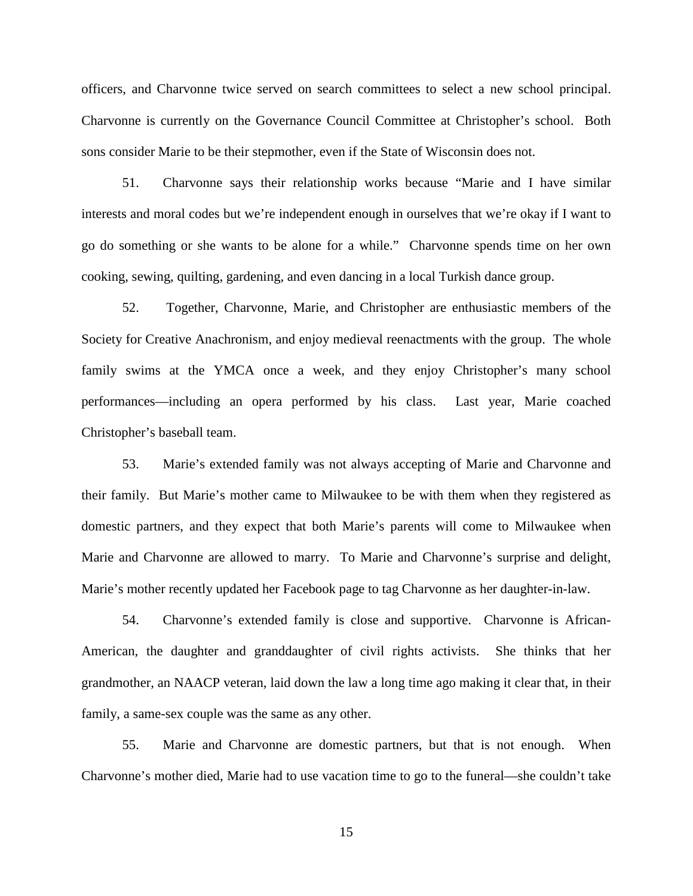officers, and Charvonne twice served on search committees to select a new school principal. Charvonne is currently on the Governance Council Committee at Christopher's school. Both sons consider Marie to be their stepmother, even if the State of Wisconsin does not.

51. Charvonne says their relationship works because "Marie and I have similar interests and moral codes but we're independent enough in ourselves that we're okay if I want to go do something or she wants to be alone for a while." Charvonne spends time on her own cooking, sewing, quilting, gardening, and even dancing in a local Turkish dance group.

52. Together, Charvonne, Marie, and Christopher are enthusiastic members of the Society for Creative Anachronism, and enjoy medieval reenactments with the group. The whole family swims at the YMCA once a week, and they enjoy Christopher's many school performances—including an opera performed by his class. Last year, Marie coached Christopher's baseball team.

53. Marie's extended family was not always accepting of Marie and Charvonne and their family. But Marie's mother came to Milwaukee to be with them when they registered as domestic partners, and they expect that both Marie's parents will come to Milwaukee when Marie and Charvonne are allowed to marry. To Marie and Charvonne's surprise and delight, Marie's mother recently updated her Facebook page to tag Charvonne as her daughter-in-law.

54. Charvonne's extended family is close and supportive. Charvonne is African-American, the daughter and granddaughter of civil rights activists. She thinks that her grandmother, an NAACP veteran, laid down the law a long time ago making it clear that, in their family, a same-sex couple was the same as any other.

55. Marie and Charvonne are domestic partners, but that is not enough. When Charvonne's mother died, Marie had to use vacation time to go to the funeral—she couldn't take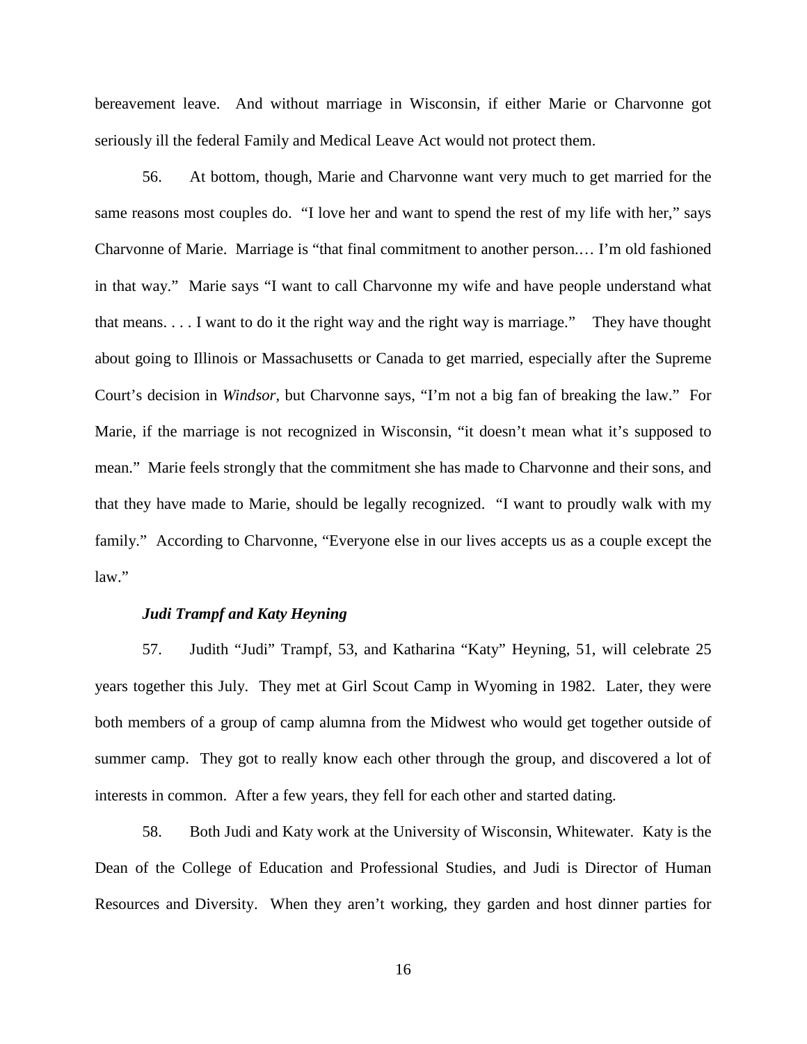bereavement leave. And without marriage in Wisconsin, if either Marie or Charvonne got seriously ill the federal Family and Medical Leave Act would not protect them.

56. At bottom, though, Marie and Charvonne want very much to get married for the same reasons most couples do. "I love her and want to spend the rest of my life with her," says Charvonne of Marie. Marriage is "that final commitment to another person.… I'm old fashioned in that way." Marie says "I want to call Charvonne my wife and have people understand what that means. . . . I want to do it the right way and the right way is marriage." They have thought about going to Illinois or Massachusetts or Canada to get married, especially after the Supreme Court's decision in *Windsor*, but Charvonne says, "I'm not a big fan of breaking the law." For Marie, if the marriage is not recognized in Wisconsin, "it doesn't mean what it's supposed to mean." Marie feels strongly that the commitment she has made to Charvonne and their sons, and that they have made to Marie, should be legally recognized. "I want to proudly walk with my family." According to Charvonne, "Everyone else in our lives accepts us as a couple except the law."

***Judi Trampf and Katy Heyning***

57. Judith "Judi" Trampf, 53, and Katharina "Katy" Heyning, 51, will celebrate 25 years together this July. They met at Girl Scout Camp in Wyoming in 1982. Later, they were both members of a group of camp alumna from the Midwest who would get together outside of summer camp. They got to really know each other through the group, and discovered a lot of interests in common. After a few years, they fell for each other and started dating.

58. Both Judi and Katy work at the University of Wisconsin, Whitewater. Katy is the Dean of the College of Education and Professional Studies, and Judi is Director of Human Resources and Diversity. When they aren't working, they garden and host dinner parties for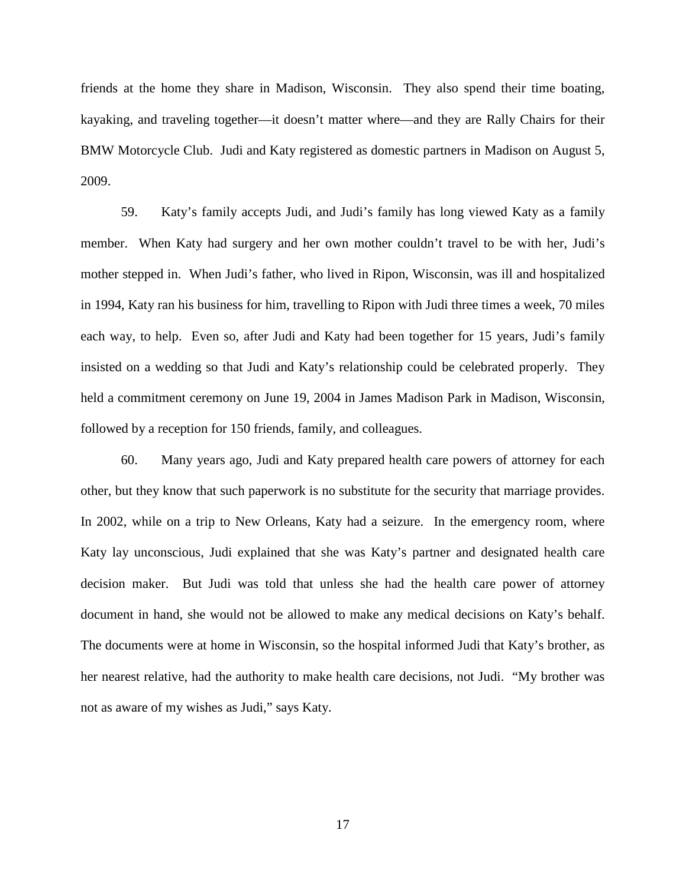friends at the home they share in Madison, Wisconsin. They also spend their time boating, kayaking, and traveling together—it doesn't matter where—and they are Rally Chairs for their BMW Motorcycle Club. Judi and Katy registered as domestic partners in Madison on August 5, 2009.

59. Katy's family accepts Judi, and Judi's family has long viewed Katy as a family member. When Katy had surgery and her own mother couldn't travel to be with her, Judi's mother stepped in. When Judi's father, who lived in Ripon, Wisconsin, was ill and hospitalized in 1994, Katy ran his business for him, travelling to Ripon with Judi three times a week, 70 miles each way, to help. Even so, after Judi and Katy had been together for 15 years, Judi's family insisted on a wedding so that Judi and Katy's relationship could be celebrated properly. They held a commitment ceremony on June 19, 2004 in James Madison Park in Madison, Wisconsin, followed by a reception for 150 friends, family, and colleagues.

60. Many years ago, Judi and Katy prepared health care powers of attorney for each other, but they know that such paperwork is no substitute for the security that marriage provides. In 2002, while on a trip to New Orleans, Katy had a seizure. In the emergency room, where Katy lay unconscious, Judi explained that she was Katy's partner and designated health care decision maker. But Judi was told that unless she had the health care power of attorney document in hand, she would not be allowed to make any medical decisions on Katy's behalf. The documents were at home in Wisconsin, so the hospital informed Judi that Katy's brother, as her nearest relative, had the authority to make health care decisions, not Judi. "My brother was not as aware of my wishes as Judi," says Katy.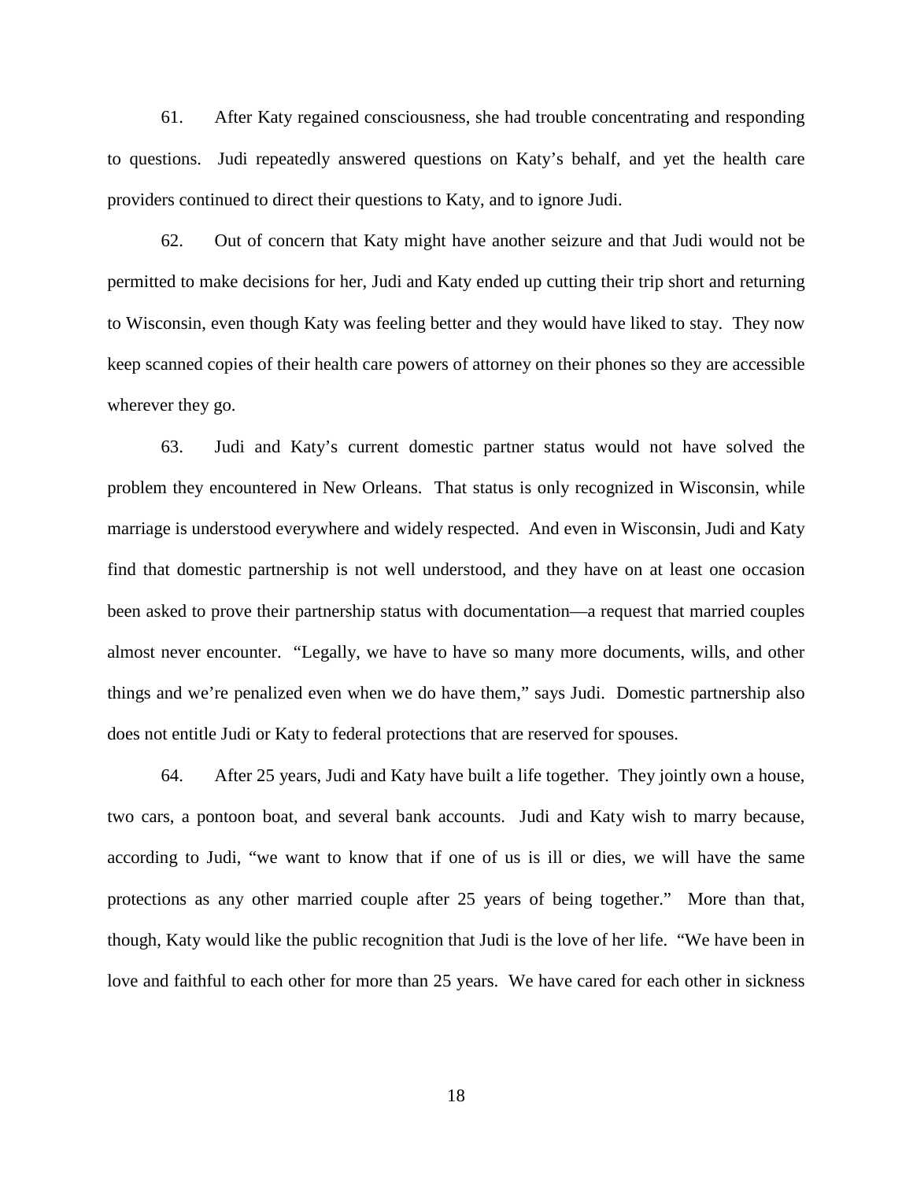61. After Katy regained consciousness, she had trouble concentrating and responding to questions. Judi repeatedly answered questions on Katy's behalf, and yet the health care providers continued to direct their questions to Katy, and to ignore Judi.

62. Out of concern that Katy might have another seizure and that Judi would not be permitted to make decisions for her, Judi and Katy ended up cutting their trip short and returning to Wisconsin, even though Katy was feeling better and they would have liked to stay. They now keep scanned copies of their health care powers of attorney on their phones so they are accessible wherever they go.

63. Judi and Katy's current domestic partner status would not have solved the problem they encountered in New Orleans. That status is only recognized in Wisconsin, while marriage is understood everywhere and widely respected. And even in Wisconsin, Judi and Katy find that domestic partnership is not well understood, and they have on at least one occasion been asked to prove their partnership status with documentation—a request that married couples almost never encounter. "Legally, we have to have so many more documents, wills, and other things and we're penalized even when we do have them," says Judi. Domestic partnership also does not entitle Judi or Katy to federal protections that are reserved for spouses.

64. After 25 years, Judi and Katy have built a life together. They jointly own a house, two cars, a pontoon boat, and several bank accounts. Judi and Katy wish to marry because, according to Judi, "we want to know that if one of us is ill or dies, we will have the same protections as any other married couple after 25 years of being together." More than that, though, Katy would like the public recognition that Judi is the love of her life. "We have been in love and faithful to each other for more than 25 years. We have cared for each other in sickness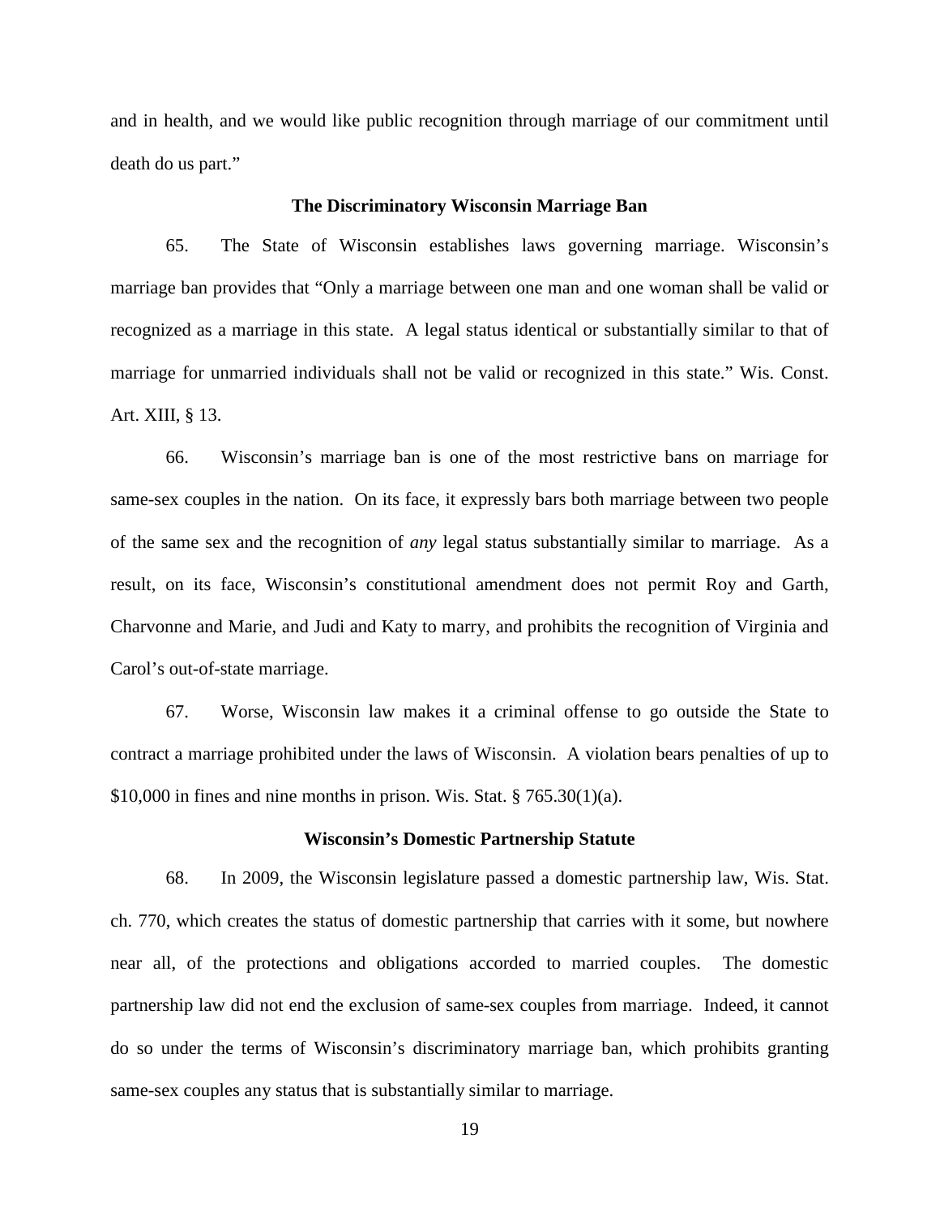and in health, and we would like public recognition through marriage of our commitment until death do us part."

### The Discriminatory Wisconsin Marriage Ban

65. The State of Wisconsin establishes laws governing marriage. Wisconsin's marriage ban provides that "Only a marriage between one man and one woman shall be valid or recognized as a marriage in this state. A legal status identical or substantially similar to that of marriage for unmarried individuals shall not be valid or recognized in this state." Wis. Const. Art. XIII, § 13.

66. Wisconsin's marriage ban is one of the most restrictive bans on marriage for same-sex couples in the nation. On its face, it expressly bars both marriage between two people of the same sex and the recognition of *any* legal status substantially similar to marriage. As a result, on its face, Wisconsin's constitutional amendment does not permit Roy and Garth, Charvonne and Marie, and Judi and Katy to marry, and prohibits the recognition of Virginia and Carol's out-of-state marriage.

67. Worse, Wisconsin law makes it a criminal offense to go outside the State to contract a marriage prohibited under the laws of Wisconsin. A violation bears penalties of up to $10,000 in fines and nine months in prison. Wis. Stat. § 765.30(1)(a).

### Wisconsin's Domestic Partnership Statute

68. In 2009, the Wisconsin legislature passed a domestic partnership law, Wis. Stat. ch. 770, which creates the status of domestic partnership that carries with it some, but nowhere near all, of the protections and obligations accorded to married couples. The domestic partnership law did not end the exclusion of same-sex couples from marriage. Indeed, it cannot do so under the terms of Wisconsin's discriminatory marriage ban, which prohibits granting same-sex couples any status that is substantially similar to marriage.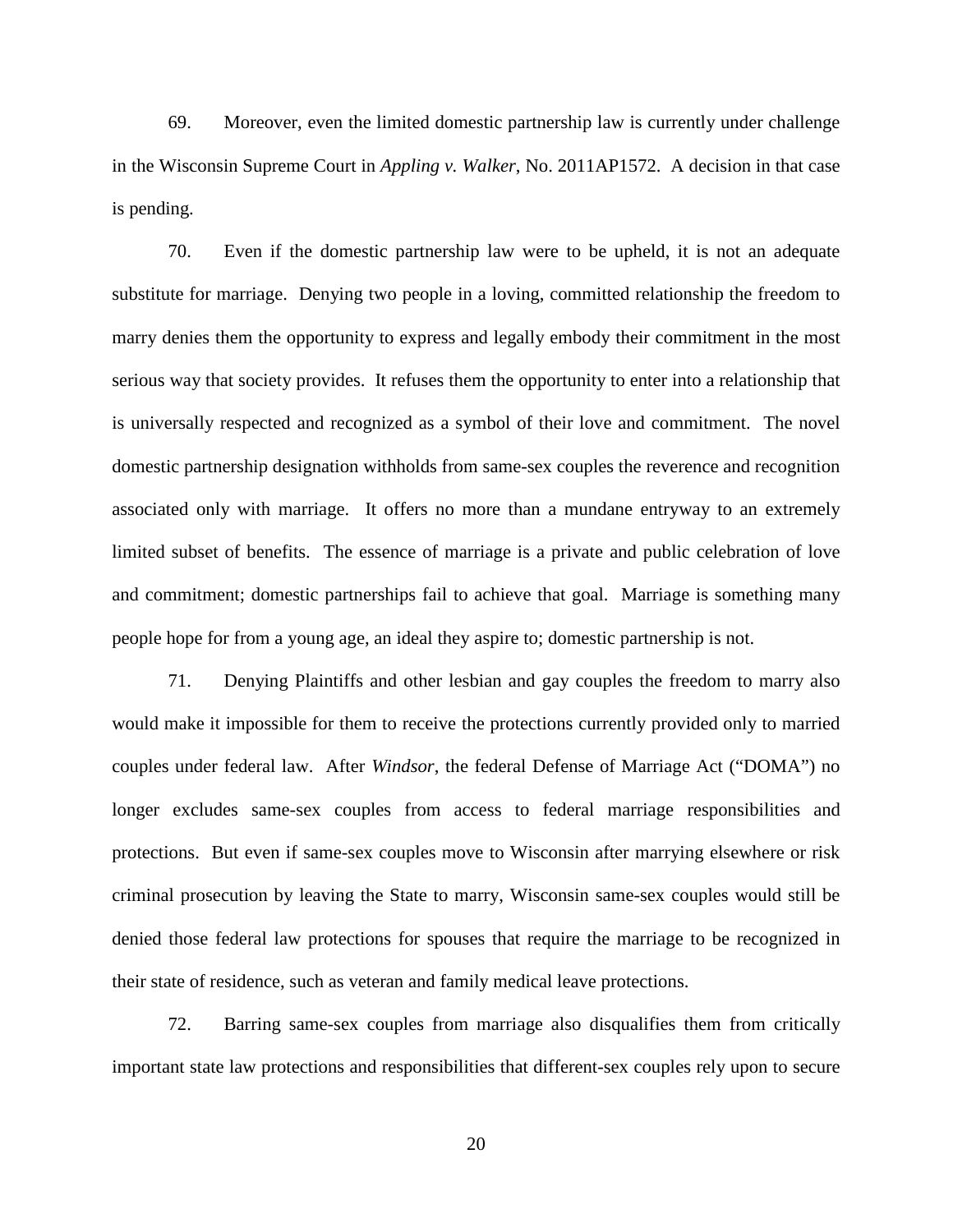69. Moreover, even the limited domestic partnership law is currently under challenge in the Wisconsin Supreme Court in *Appling v. Walker*, No. 2011AP1572. A decision in that case is pending.

70. Even if the domestic partnership law were to be upheld, it is not an adequate substitute for marriage. Denying two people in a loving, committed relationship the freedom to marry denies them the opportunity to express and legally embody their commitment in the most serious way that society provides. It refuses them the opportunity to enter into a relationship that is universally respected and recognized as a symbol of their love and commitment. The novel domestic partnership designation withholds from same-sex couples the reverence and recognition associated only with marriage. It offers no more than a mundane entryway to an extremely limited subset of benefits. The essence of marriage is a private and public celebration of love and commitment; domestic partnerships fail to achieve that goal. Marriage is something many people hope for from a young age, an ideal they aspire to; domestic partnership is not.

71. Denying Plaintiffs and other lesbian and gay couples the freedom to marry also would make it impossible for them to receive the protections currently provided only to married couples under federal law. After *Windsor*, the federal Defense of Marriage Act ("DOMA") no longer excludes same-sex couples from access to federal marriage responsibilities and protections. But even if same-sex couples move to Wisconsin after marrying elsewhere or risk criminal prosecution by leaving the State to marry, Wisconsin same-sex couples would still be denied those federal law protections for spouses that require the marriage to be recognized in their state of residence, such as veteran and family medical leave protections.

72. Barring same-sex couples from marriage also disqualifies them from critically important state law protections and responsibilities that different-sex couples rely upon to secure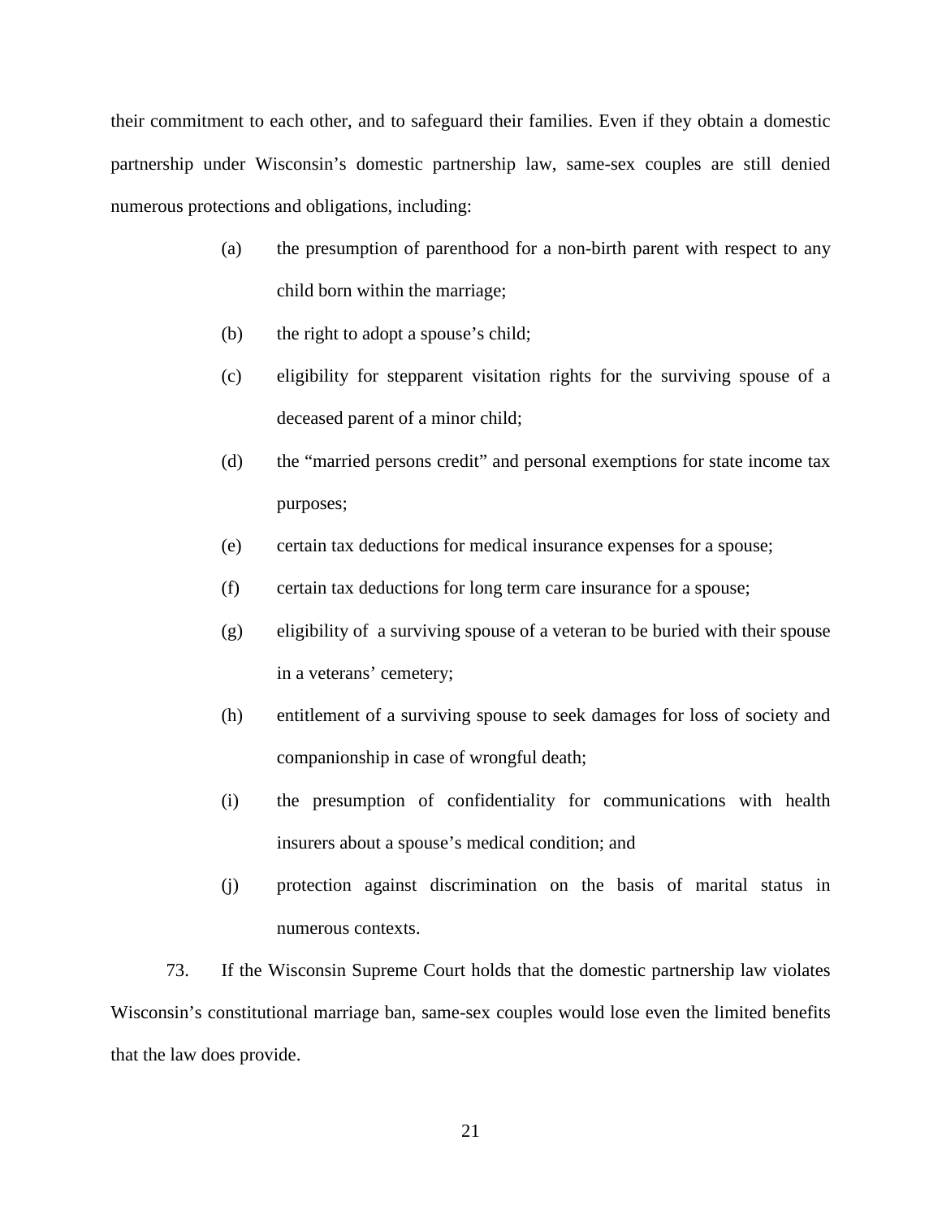their commitment to each other, and to safeguard their families. Even if they obtain a domestic partnership under Wisconsin's domestic partnership law, same-sex couples are still denied numerous protections and obligations, including:

(a) the presumption of parenthood for a non-birth parent with respect to any child born within the marriage;

(b) the right to adopt a spouse's child;

(c) eligibility for stepparent visitation rights for the surviving spouse of a deceased parent of a minor child;

(d) the "married persons credit" and personal exemptions for state income tax purposes;

(e) certain tax deductions for medical insurance expenses for a spouse;

(f) certain tax deductions for long term care insurance for a spouse;

(g) eligibility of a surviving spouse of a veteran to be buried with their spouse in a veterans' cemetery;

(h) entitlement of a surviving spouse to seek damages for loss of society and companionship in case of wrongful death;

(i) the presumption of confidentiality for communications with health insurers about a spouse's medical condition; and

(j) protection against discrimination on the basis of marital status in numerous contexts.

73. If the Wisconsin Supreme Court holds that the domestic partnership law violates Wisconsin's constitutional marriage ban, same-sex couples would lose even the limited benefits that the law does provide.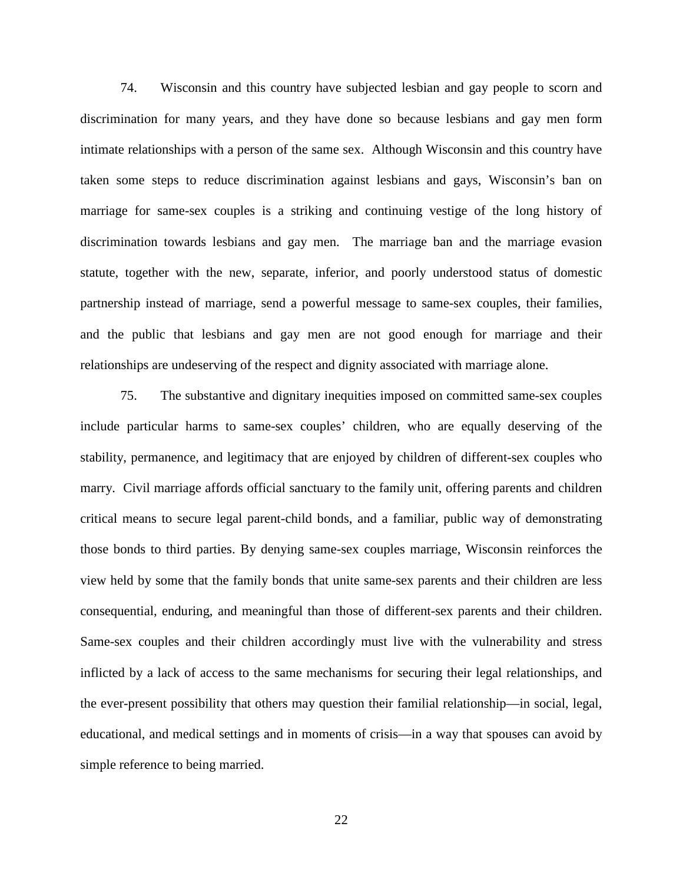74. Wisconsin and this country have subjected lesbian and gay people to scorn and discrimination for many years, and they have done so because lesbians and gay men form intimate relationships with a person of the same sex. Although Wisconsin and this country have taken some steps to reduce discrimination against lesbians and gays, Wisconsin's ban on marriage for same-sex couples is a striking and continuing vestige of the long history of discrimination towards lesbians and gay men. The marriage ban and the marriage evasion statute, together with the new, separate, inferior, and poorly understood status of domestic partnership instead of marriage, send a powerful message to same-sex couples, their families, and the public that lesbians and gay men are not good enough for marriage and their relationships are undeserving of the respect and dignity associated with marriage alone.

75. The substantive and dignitary inequities imposed on committed same-sex couples include particular harms to same-sex couples' children, who are equally deserving of the stability, permanence, and legitimacy that are enjoyed by children of different-sex couples who marry. Civil marriage affords official sanctuary to the family unit, offering parents and children critical means to secure legal parent-child bonds, and a familiar, public way of demonstrating those bonds to third parties. By denying same-sex couples marriage, Wisconsin reinforces the view held by some that the family bonds that unite same-sex parents and their children are less consequential, enduring, and meaningful than those of different-sex parents and their children. Same-sex couples and their children accordingly must live with the vulnerability and stress inflicted by a lack of access to the same mechanisms for securing their legal relationships, and the ever-present possibility that others may question their familial relationship—in social, legal, educational, and medical settings and in moments of crisis—in a way that spouses can avoid by simple reference to being married.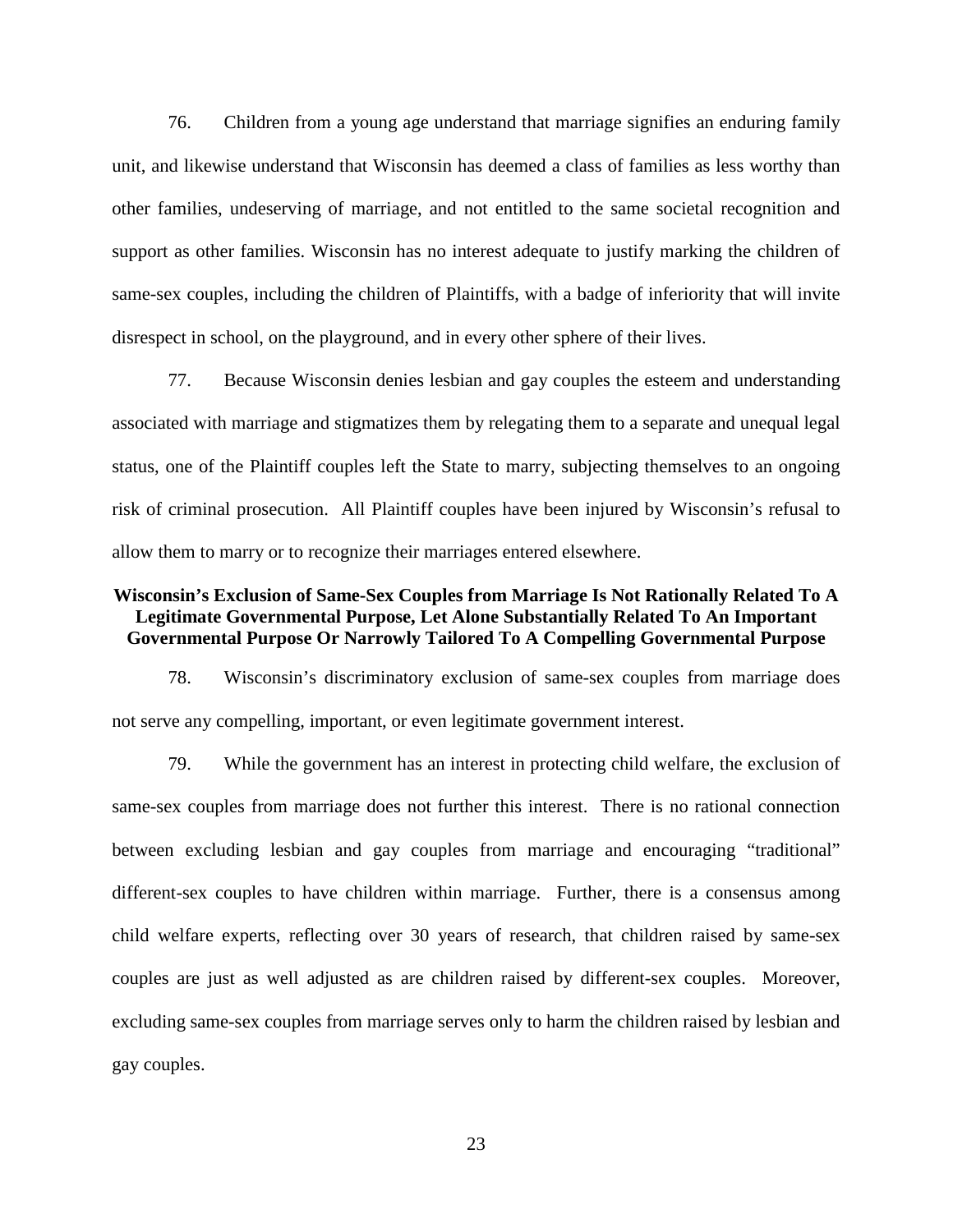76. Children from a young age understand that marriage signifies an enduring family unit, and likewise understand that Wisconsin has deemed a class of families as less worthy than other families, undeserving of marriage, and not entitled to the same societal recognition and support as other families. Wisconsin has no interest adequate to justify marking the children of same-sex couples, including the children of Plaintiffs, with a badge of inferiority that will invite disrespect in school, on the playground, and in every other sphere of their lives.

77. Because Wisconsin denies lesbian and gay couples the esteem and understanding associated with marriage and stigmatizes them by relegating them to a separate and unequal legal status, one of the Plaintiff couples left the State to marry, subjecting themselves to an ongoing risk of criminal prosecution. All Plaintiff couples have been injured by Wisconsin's refusal to allow them to marry or to recognize their marriages entered elsewhere.

**Wisconsin's Exclusion of Same-Sex Couples from Marriage Is Not Rationally Related To A Legitimate Governmental Purpose, Let Alone Substantially Related To An Important Governmental Purpose Or Narrowly Tailored To A Compelling Governmental Purpose**

78. Wisconsin's discriminatory exclusion of same-sex couples from marriage does not serve any compelling, important, or even legitimate government interest.

79. While the government has an interest in protecting child welfare, the exclusion of same-sex couples from marriage does not further this interest. There is no rational connection between excluding lesbian and gay couples from marriage and encouraging "traditional" different-sex couples to have children within marriage. Further, there is a consensus among child welfare experts, reflecting over 30 years of research, that children raised by same-sex couples are just as well adjusted as are children raised by different-sex couples. Moreover, excluding same-sex couples from marriage serves only to harm the children raised by lesbian and gay couples.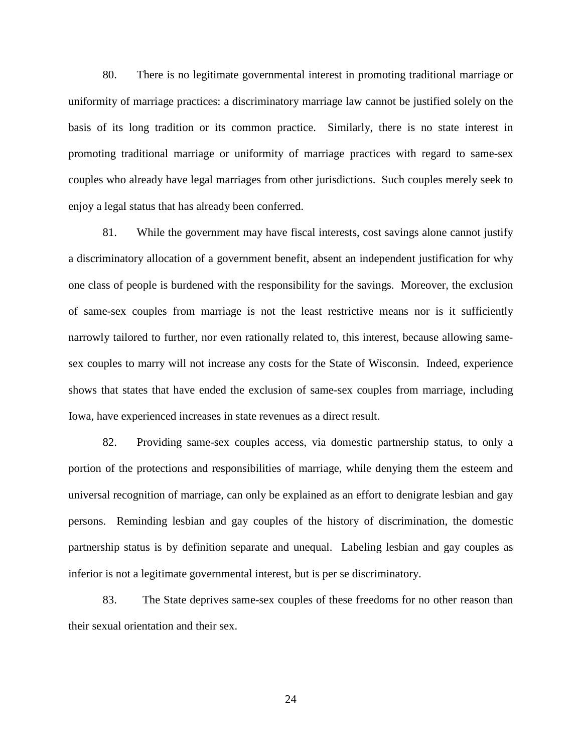80. There is no legitimate governmental interest in promoting traditional marriage or uniformity of marriage practices: a discriminatory marriage law cannot be justified solely on the basis of its long tradition or its common practice. Similarly, there is no state interest in promoting traditional marriage or uniformity of marriage practices with regard to same-sex couples who already have legal marriages from other jurisdictions. Such couples merely seek to enjoy a legal status that has already been conferred.

81. While the government may have fiscal interests, cost savings alone cannot justify a discriminatory allocation of a government benefit, absent an independent justification for why one class of people is burdened with the responsibility for the savings. Moreover, the exclusion of same-sex couples from marriage is not the least restrictive means nor is it sufficiently narrowly tailored to further, nor even rationally related to, this interest, because allowing same-sex couples to marry will not increase any costs for the State of Wisconsin. Indeed, experience shows that states that have ended the exclusion of same-sex couples from marriage, including Iowa, have experienced increases in state revenues as a direct result.

82. Providing same-sex couples access, via domestic partnership status, to only a portion of the protections and responsibilities of marriage, while denying them the esteem and universal recognition of marriage, can only be explained as an effort to denigrate lesbian and gay persons. Reminding lesbian and gay couples of the history of discrimination, the domestic partnership status is by definition separate and unequal. Labeling lesbian and gay couples as inferior is not a legitimate governmental interest, but is per se discriminatory.

83. The State deprives same-sex couples of these freedoms for no other reason than their sexual orientation and their sex.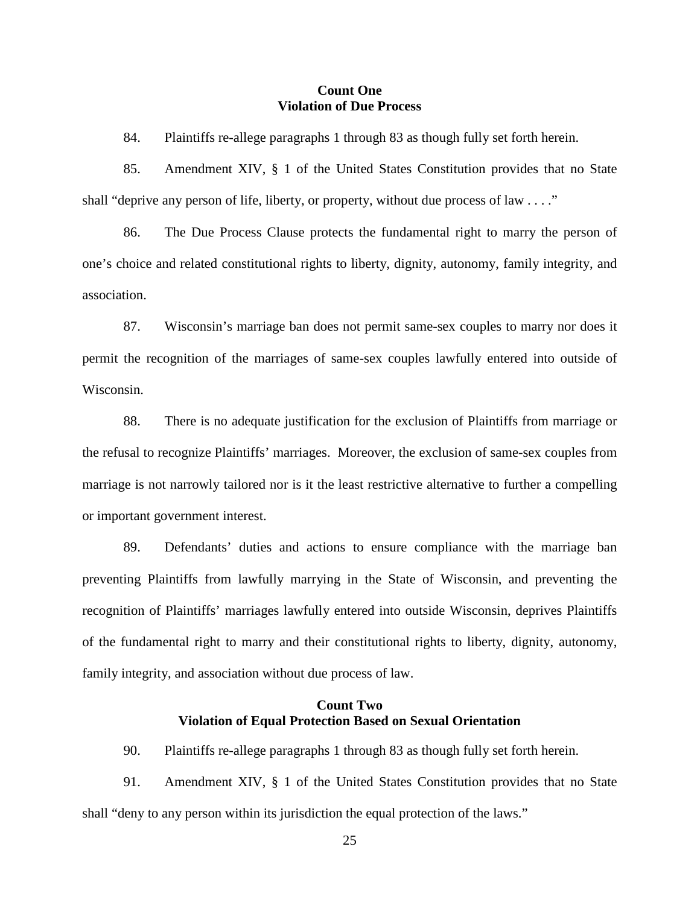**Count One**
**Violation of Due Process**

84. Plaintiffs re-allege paragraphs 1 through 83 as though fully set forth herein.

85. Amendment XIV, § 1 of the United States Constitution provides that no State shall "deprive any person of life, liberty, or property, without due process of law . . . ."

86. The Due Process Clause protects the fundamental right to marry the person of one's choice and related constitutional rights to liberty, dignity, autonomy, family integrity, and association.

87. Wisconsin's marriage ban does not permit same-sex couples to marry nor does it permit the recognition of the marriages of same-sex couples lawfully entered into outside of Wisconsin.

88. There is no adequate justification for the exclusion of Plaintiffs from marriage or the refusal to recognize Plaintiffs' marriages. Moreover, the exclusion of same-sex couples from marriage is not narrowly tailored nor is it the least restrictive alternative to further a compelling or important government interest.

89. Defendants' duties and actions to ensure compliance with the marriage ban preventing Plaintiffs from lawfully marrying in the State of Wisconsin, and preventing the recognition of Plaintiffs' marriages lawfully entered into outside Wisconsin, deprives Plaintiffs of the fundamental right to marry and their constitutional rights to liberty, dignity, autonomy, family integrity, and association without due process of law.

**Count Two**
**Violation of Equal Protection Based on Sexual Orientation**

90. Plaintiffs re-allege paragraphs 1 through 83 as though fully set forth herein.

91. Amendment XIV, § 1 of the United States Constitution provides that no State shall "deny to any person within its jurisdiction the equal protection of the laws."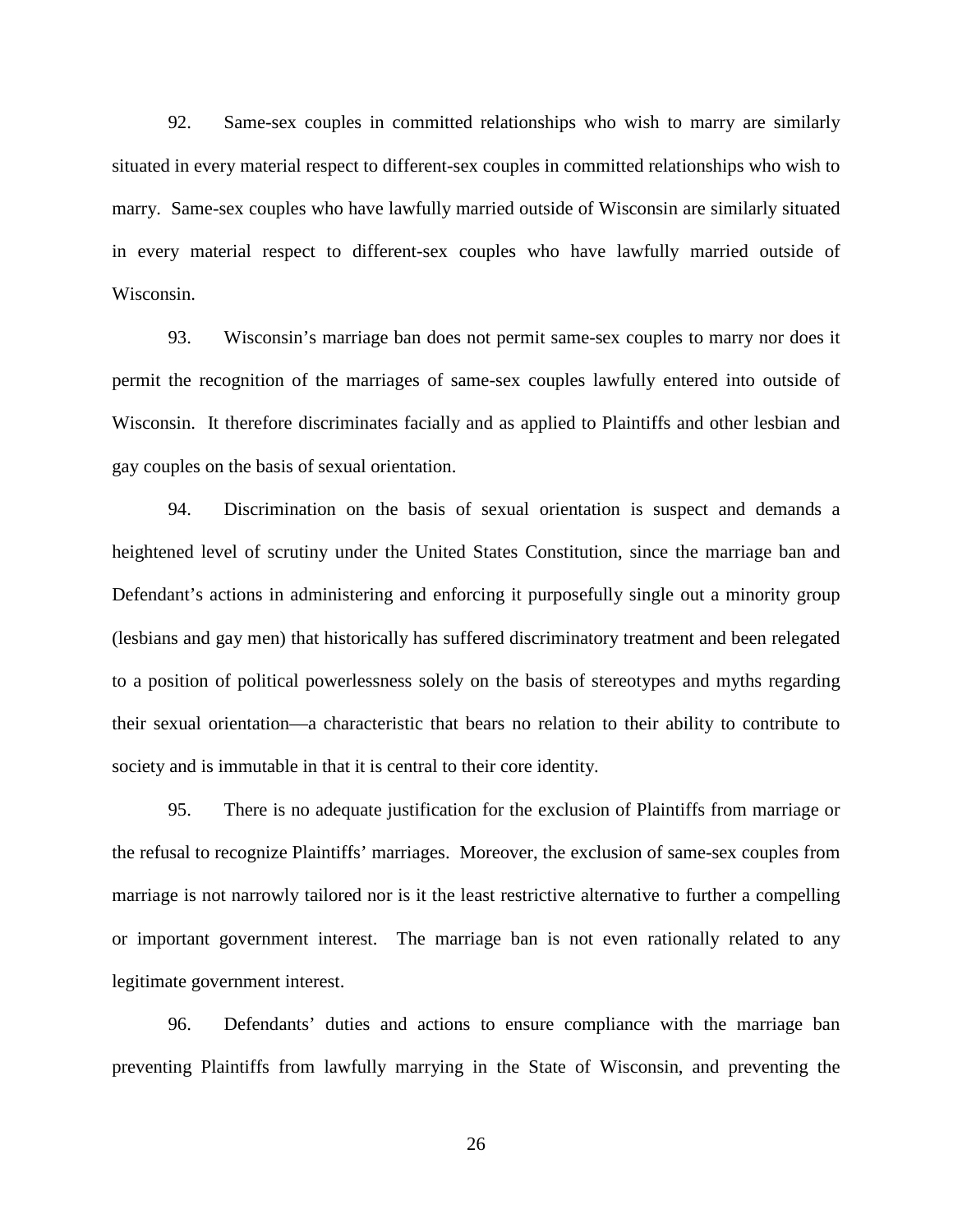92. Same-sex couples in committed relationships who wish to marry are similarly situated in every material respect to different-sex couples in committed relationships who wish to marry. Same-sex couples who have lawfully married outside of Wisconsin are similarly situated in every material respect to different-sex couples who have lawfully married outside of Wisconsin.

93. Wisconsin's marriage ban does not permit same-sex couples to marry nor does it permit the recognition of the marriages of same-sex couples lawfully entered into outside of Wisconsin. It therefore discriminates facially and as applied to Plaintiffs and other lesbian and gay couples on the basis of sexual orientation.

94. Discrimination on the basis of sexual orientation is suspect and demands a heightened level of scrutiny under the United States Constitution, since the marriage ban and Defendant's actions in administering and enforcing it purposefully single out a minority group (lesbians and gay men) that historically has suffered discriminatory treatment and been relegated to a position of political powerlessness solely on the basis of stereotypes and myths regarding their sexual orientation—a characteristic that bears no relation to their ability to contribute to society and is immutable in that it is central to their core identity.

95. There is no adequate justification for the exclusion of Plaintiffs from marriage or the refusal to recognize Plaintiffs' marriages. Moreover, the exclusion of same-sex couples from marriage is not narrowly tailored nor is it the least restrictive alternative to further a compelling or important government interest. The marriage ban is not even rationally related to any legitimate government interest.

96. Defendants' duties and actions to ensure compliance with the marriage ban preventing Plaintiffs from lawfully marrying in the State of Wisconsin, and preventing the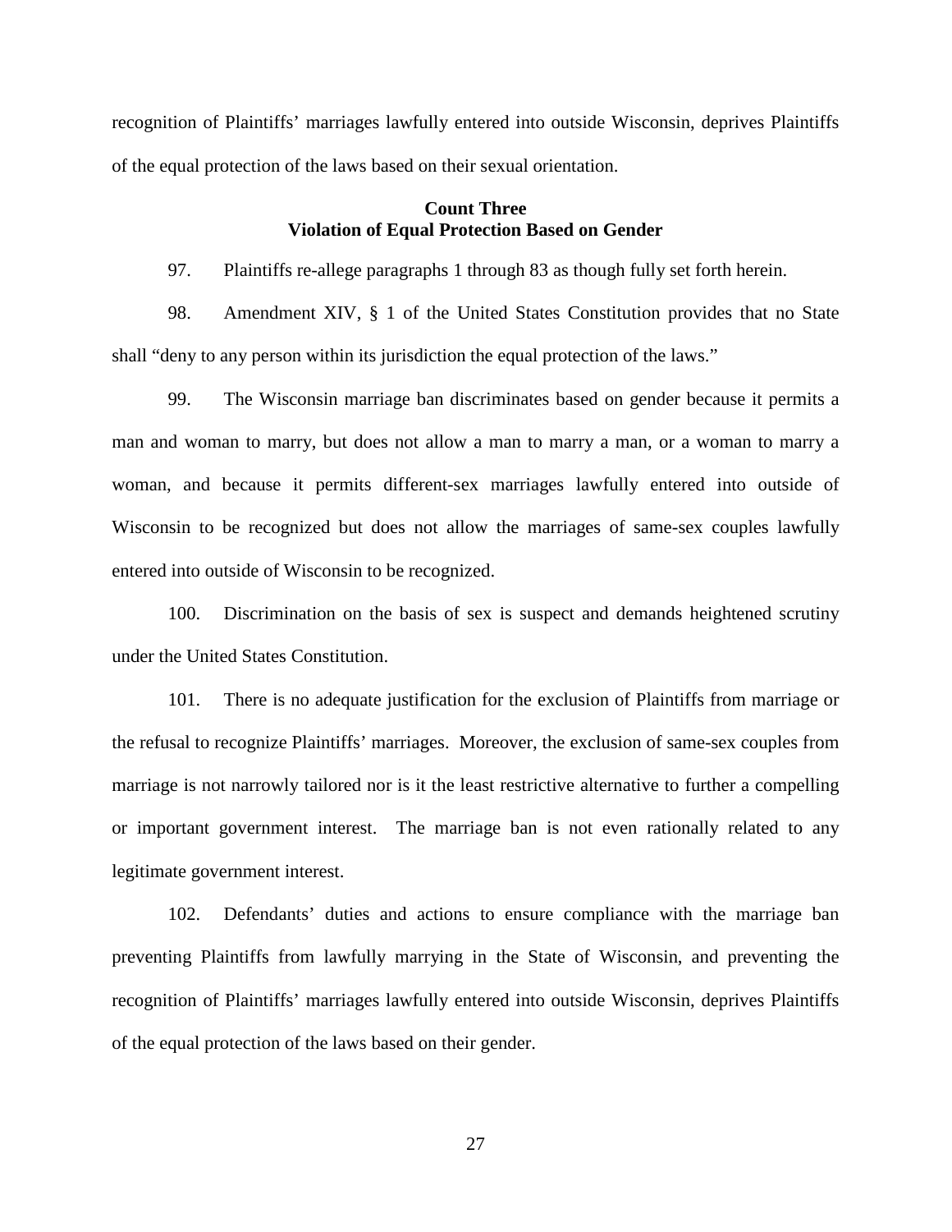recognition of Plaintiffs' marriages lawfully entered into outside Wisconsin, deprives Plaintiffs of the equal protection of the laws based on their sexual orientation.

**Count Three**
**Violation of Equal Protection Based on Gender**

97. Plaintiffs re-allege paragraphs 1 through 83 as though fully set forth herein.

98. Amendment XIV, § 1 of the United States Constitution provides that no State shall "deny to any person within its jurisdiction the equal protection of the laws."

99. The Wisconsin marriage ban discriminates based on gender because it permits a man and woman to marry, but does not allow a man to marry a man, or a woman to marry a woman, and because it permits different-sex marriages lawfully entered into outside of Wisconsin to be recognized but does not allow the marriages of same-sex couples lawfully entered into outside of Wisconsin to be recognized.

100. Discrimination on the basis of sex is suspect and demands heightened scrutiny under the United States Constitution.

101. There is no adequate justification for the exclusion of Plaintiffs from marriage or the refusal to recognize Plaintiffs' marriages. Moreover, the exclusion of same-sex couples from marriage is not narrowly tailored nor is it the least restrictive alternative to further a compelling or important government interest. The marriage ban is not even rationally related to any legitimate government interest.

102. Defendants' duties and actions to ensure compliance with the marriage ban preventing Plaintiffs from lawfully marrying in the State of Wisconsin, and preventing the recognition of Plaintiffs' marriages lawfully entered into outside Wisconsin, deprives Plaintiffs of the equal protection of the laws based on their gender.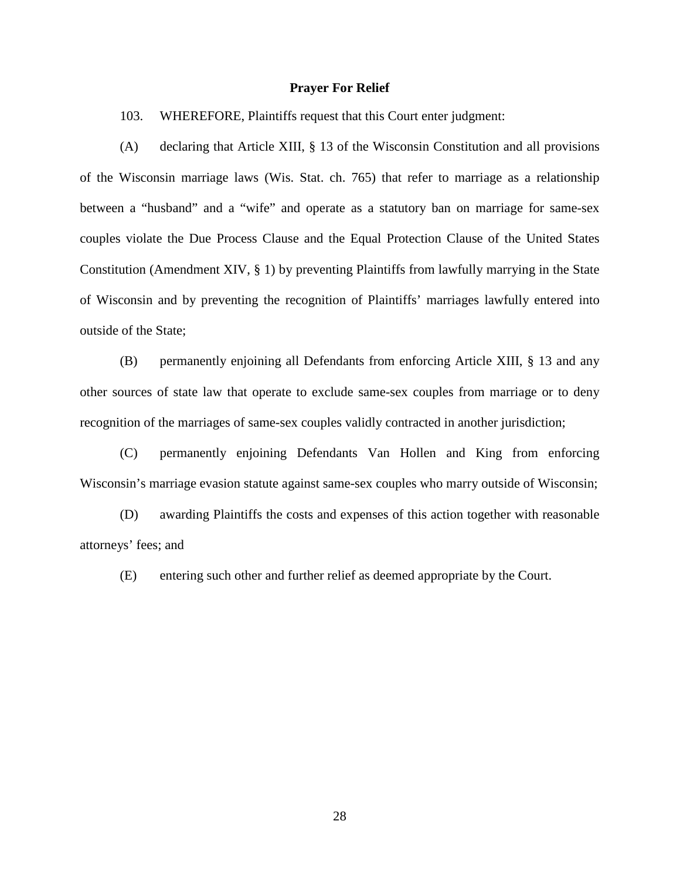**Prayer For Relief**

103. WHEREFORE, Plaintiffs request that this Court enter judgment:

(A) declaring that Article XIII, § 13 of the Wisconsin Constitution and all provisions of the Wisconsin marriage laws (Wis. Stat. ch. 765) that refer to marriage as a relationship between a "husband" and a "wife" and operate as a statutory ban on marriage for same-sex couples violate the Due Process Clause and the Equal Protection Clause of the United States Constitution (Amendment XIV, § 1) by preventing Plaintiffs from lawfully marrying in the State of Wisconsin and by preventing the recognition of Plaintiffs' marriages lawfully entered into outside of the State;

(B) permanently enjoining all Defendants from enforcing Article XIII, § 13 and any other sources of state law that operate to exclude same-sex couples from marriage or to deny recognition of the marriages of same-sex couples validly contracted in another jurisdiction;

(C) permanently enjoining Defendants Van Hollen and King from enforcing Wisconsin's marriage evasion statute against same-sex couples who marry outside of Wisconsin;

(D) awarding Plaintiffs the costs and expenses of this action together with reasonable attorneys' fees; and

(E) entering such other and further relief as deemed appropriate by the Court.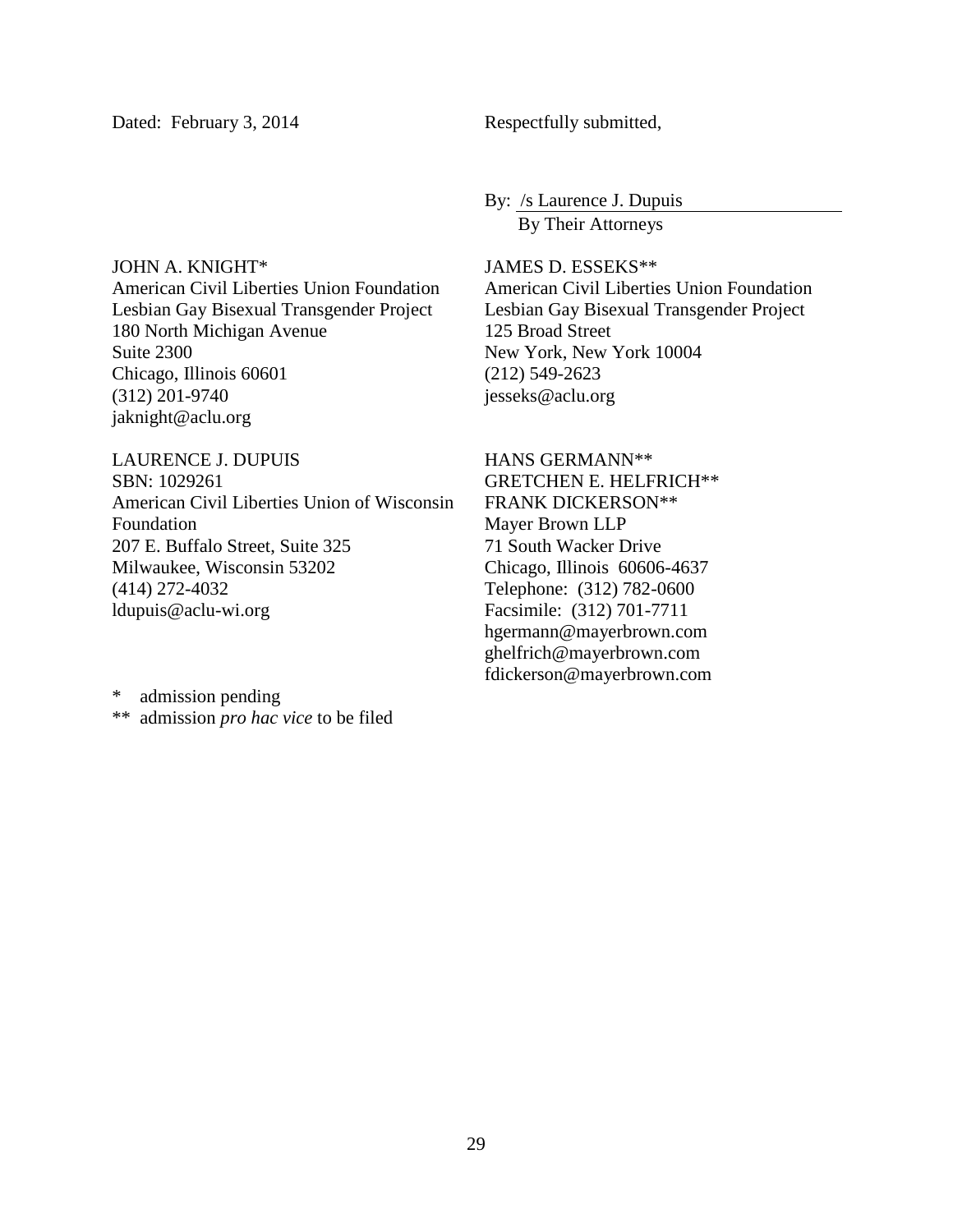Dated: February 3, 2014

Respectfully submitted,

By: /s Laurence J. Dupuis
By Their Attorneys

JOHN A. KNIGHT*
American Civil Liberties Union Foundation
Lesbian Gay Bisexual Transgender Project
180 North Michigan Avenue
Suite 2300
Chicago, Illinois 60601
(312) 201-9740
jaknight@aclu.org

LAURENCE J. DUPUIS
SBN: 1029261
American Civil Liberties Union of Wisconsin Foundation
207 E. Buffalo Street, Suite 325
Milwaukee, Wisconsin 53202
(414) 272-4032
ldupuis@aclu-wi.org

JAMES D. ESSEKS**
American Civil Liberties Union Foundation
Lesbian Gay Bisexual Transgender Project
125 Broad Street
New York, New York 10004
(212) 549-2623
jesseks@aclu.org

HANS GERMANN**
GRETCHEN E. HELFRICH**
FRANK DICKERSON**
Mayer Brown LLP
71 South Wacker Drive
Chicago, Illinois 60606-4637
Telephone: (312) 782-0600
Facsimile: (312) 701-7711
hgermann@mayerbrown.com
ghelfrich@mayerbrown.com
fdickerson@mayerbrown.com

\* admission pending

\*\* admission *pro hac vice* to be filed